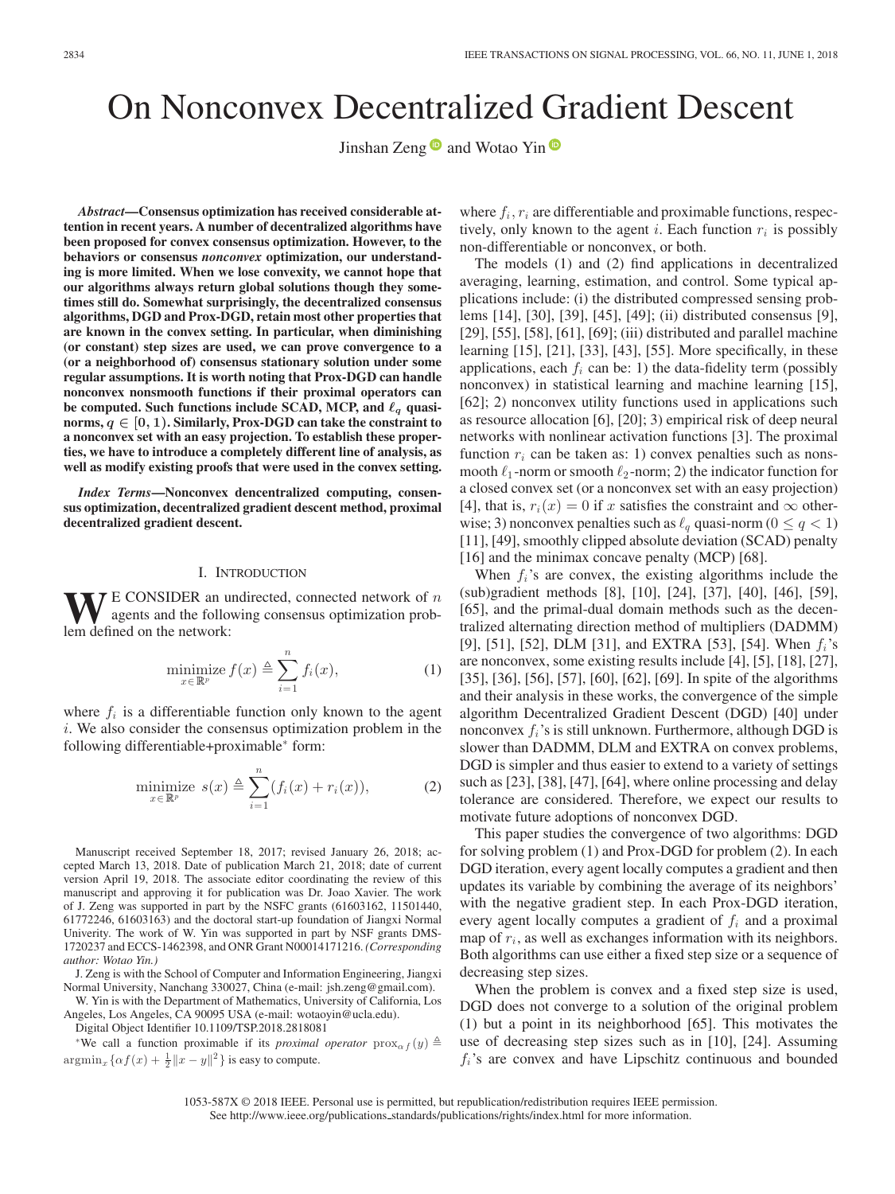# On Nonconvex Decentralized Gradient Descent

Jinshan Zeng and Wotao Yin

***Abstract*—Consensus optimization has received considerable attention in recent years. A number of decentralized algorithms have been proposed for convex consensus optimization. However, to the behaviors or consensus *nonconvex* optimization, our understanding is more limited. When we lose convexity, we cannot hope that our algorithms always return global solutions though they sometimes still do. Somewhat surprisingly, the decentralized consensus algorithms, DGD and Prox-DGD, retain most other properties that are known in the convex setting. In particular, when diminishing (or constant) step sizes are used, we can prove convergence to a (or a neighborhood of) consensus stationary solution under some regular assumptions. It is worth noting that Prox-DGD can handle nonconvex nonsmooth functions if their proximal operators can be computed. Such functions include SCAD, MCP, and $\ell_q$ quasi-norms, $q \in [0, 1)$. Similarly, Prox-DGD can take the constraint to a nonconvex set with an easy projection. To establish these properties, we have to introduce a completely different line of analysis, as well as modify existing proofs that were used in the convex setting.**

***Index Terms*—Nonconvex dencentralized computing, consensus optimization, decentralized gradient descent method, proximal decentralized gradient descent.**

## I. Introduction

We consider an undirected, connected network of $n$ agents and the following consensus optimization problem defined on the network:

$$\underset{x \in \mathbb{R}^p}{\text{minimize}}\ f(x) \triangleq \sum_{i=1}^{n} f_i(x), \tag{1}$$

where $f_i$ is a differentiable function only known to the agent $i$. We also consider the consensus optimization problem in the following differentiable+proximable* form:

$$\underset{x \in \mathbb{R}^p}{\text{minimize}}\ s(x) \triangleq \sum_{i=1}^{n} (f_i(x) + r_i(x)), \tag{2}$$

where $f_i, r_i$ are differentiable and proximable functions, respectively, only known to the agent $i$. Each function $r_i$ is possibly non-differentiable or nonconvex, or both.

The models (1) and (2) find applications in decentralized averaging, learning, estimation, and control. Some typical applications include: (i) the distributed compressed sensing problems [14], [30], [39], [45], [49]; (ii) distributed consensus [9], [29], [55], [58], [61], [69]; (iii) distributed and parallel machine learning [15], [21], [33], [43], [55]. More specifically, in these applications, each $f_i$ can be: 1) the data-fidelity term (possibly nonconvex) in statistical learning and machine learning [15], [62]; 2) nonconvex utility functions used in applications such as resource allocation [6], [20]; 3) empirical risk of deep neural networks with nonlinear activation functions [3]. The proximal function $r_i$ can be taken as: 1) convex penalties such as nonsmooth $\ell_1$-norm or smooth $\ell_2$-norm; 2) the indicator function for a closed convex set (or a nonconvex set with an easy projection) [4], that is, $r_i(x) = 0$ if $x$ satisfies the constraint and $\infty$ otherwise; 3) nonconvex penalties such as $\ell_q$ quasi-norm ($0 \leq q < 1$) [11], [49], smoothly clipped absolute deviation (SCAD) penalty [16] and the minimax concave penalty (MCP) [68].

When $f_i$'s are convex, the existing algorithms include the (sub)gradient methods [8], [10], [24], [37], [40], [46], [59], [65], and the primal-dual domain methods such as the decentralized alternating direction method of multipliers (DADMM) [9], [51], [52], DLM [31], and EXTRA [53], [54]. When $f_i$'s are nonconvex, some existing results include [4], [5], [18], [27], [35], [36], [56], [57], [60], [62], [69]. In spite of the algorithms and their analysis in these works, the convergence of the simple algorithm Decentralized Gradient Descent (DGD) [40] under nonconvex $f_i$'s is still unknown. Furthermore, although DGD is slower than DADMM, DLM and EXTRA on convex problems, DGD is simpler and thus easier to extend to a variety of settings such as [23], [38], [47], [64], where online processing and delay tolerance are considered. Therefore, we expect our results to motivate future adoptions of nonconvex DGD.

This paper studies the convergence of two algorithms: DGD for solving problem (1) and Prox-DGD for problem (2). In each DGD iteration, every agent locally computes a gradient and then updates its variable by combining the average of its neighbors' with the negative gradient step. In each Prox-DGD iteration, every agent locally computes a gradient of $f_i$ and a proximal map of $r_i$, as well as exchanges information with its neighbors. Both algorithms can use either a fixed step size or a sequence of decreasing step sizes.

When the problem is convex and a fixed step size is used, DGD does not converge to a solution of the original problem (1) but a point in its neighborhood [65]. This motivates the use of decreasing step sizes such as in [10], [24]. Assuming $f_i$'s are convex and have Lipschitz continuous and bounded

---

Manuscript received September 18, 2017; revised January 26, 2018; accepted March 13, 2018. Date of publication March 21, 2018; date of current version April 19, 2018. The associate editor coordinating the review of this manuscript and approving it for publication was Dr. Joao Xavier. The work of J. Zeng was supported in part by the NSFC grants (61603162, 11501440, 61772246, 61603163) and the doctoral start-up foundation of Jiangxi Normal Univerity. The work of W. Yin was supported in part by NSF grants DMS-1720237 and ECCS-1462398, and ONR Grant N000141712116. *(Corresponding author: Wotao Yin.)*

J. Zeng is with the School of Computer and Information Engineering, Jiangxi Normal University, Nanchang 330027, China (e-mail: jsh.zeng@gmail.com).

W. Yin is with the Department of Mathematics, University of California, Los Angeles, Los Angeles, CA 90095 USA (e-mail: wotaoyin@ucla.edu).

Digital Object Identifier 10.1109/TSP.2018.2818081

*We call a function proximable if its *proximal operator* $\text{prox}_{\alpha f}(y) \triangleq \text{argmin}_x \{\alpha f(x) + \frac{1}{2}\|x - y\|^2\}$ is easy to compute.

1053-587X © 2018 IEEE. Personal use is permitted, but republication/redistribution requires IEEE permission. See http://www.ieee.org/publications_standards/publications/rights/index.html for more information.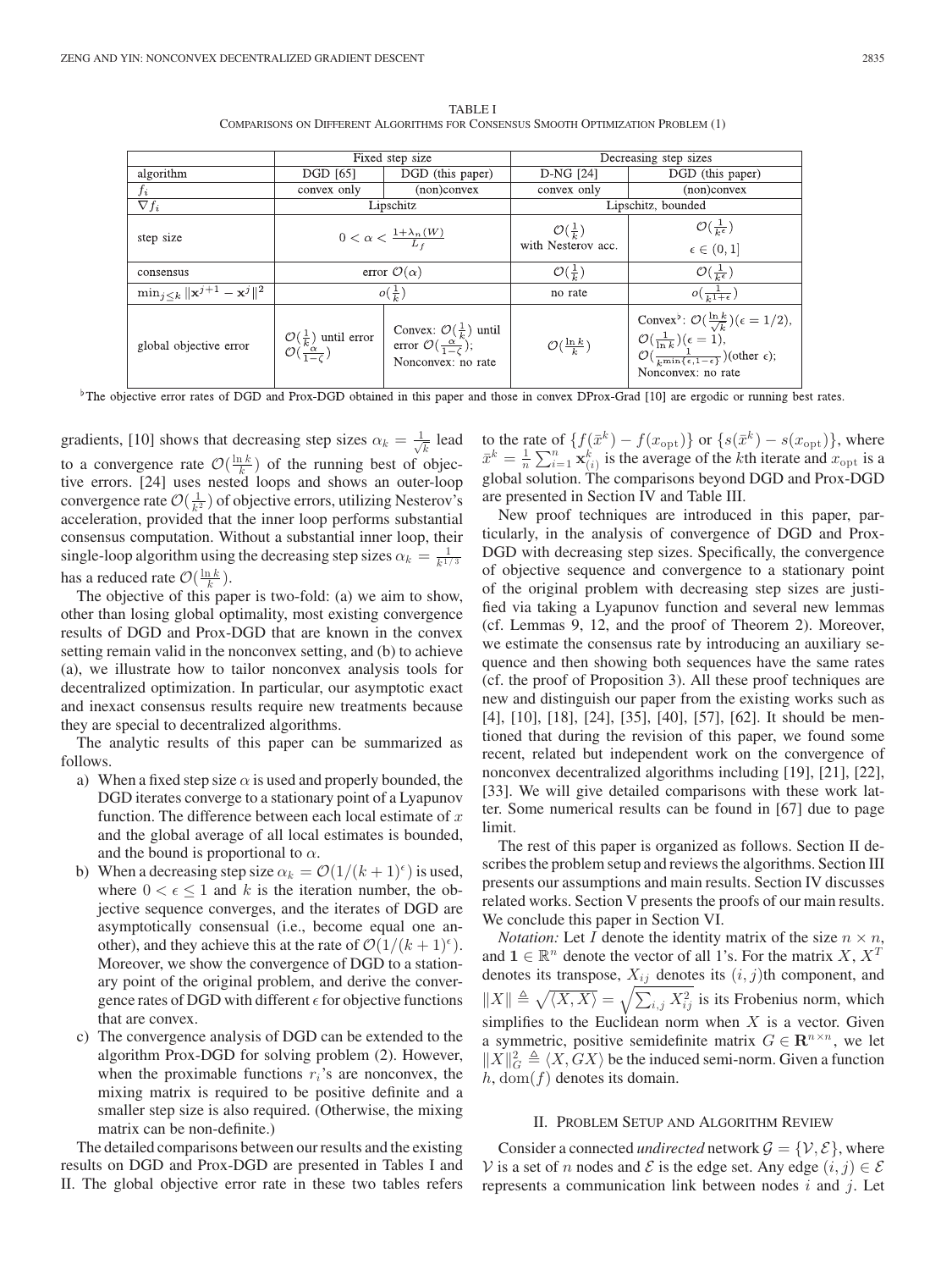TABLE I
COMPARISONS ON DIFFERENT ALGORITHMS FOR CONSENSUS SMOOTH OPTIMIZATION PROBLEM (1)

| | Fixed step size | | Decreasing step sizes | |
|---|---|---|---|---|
| algorithm | DGD [65] | DGD (this paper) | D-NG [24] | DGD (this paper) |
| $f_i$ | convex only | (non)convex | convex only | (non)convex |
| $\nabla f_i$ | Lipschitz | | Lipschitz, bounded | |
| step size | $0 < \alpha < \frac{1+\lambda_n(W)}{L_f}$ | | $\mathcal{O}(\frac{1}{k})$ with Nesterov acc. | $\mathcal{O}(\frac{1}{k^\epsilon})$ $\epsilon \in (0,1]$ |
| consensus | error $\mathcal{O}(\alpha)$ | | $\mathcal{O}(\frac{1}{k})$ | $\mathcal{O}(\frac{1}{k^\epsilon})$ |
| $\min_{j\le k} \Vert\mathbf{x}^{j+1} - \mathbf{x}^j\Vert^2$ | $o(\frac{1}{k})$ | | no rate | $o(\frac{1}{k^{1+\epsilon}})$ |
| global objective error | $\mathcal{O}(\frac{1}{k})$ until error $\mathcal{O}(\frac{\alpha}{1-\zeta})$ | Convex: $\mathcal{O}(\frac{1}{k})$ until error $\mathcal{O}(\frac{\alpha}{1-\zeta})$; Nonconvex: no rate | $\mathcal{O}(\frac{\ln k}{k})$ | Convex[♭]: $\mathcal{O}(\frac{\ln k}{\sqrt{k}})(\epsilon = 1/2)$, $\mathcal{O}(\frac{1}{\ln k})(\epsilon = 1)$, $\mathcal{O}(\frac{1}{k^{\min\{\epsilon, 1-\epsilon\}}})$(other $\epsilon$); Nonconvex: no rate |

[♭]The objective error rates of DGD and Prox-DGD obtained in this paper and those in convex DProx-Grad [10] are ergodic or running best rates.

gradients, [10] shows that decreasing step sizes $\alpha_k = \frac{1}{\sqrt{k}}$ lead to a convergence rate $\mathcal{O}(\frac{\ln k}{k})$ of the running best of objective errors. [24] uses nested loops and shows an outer-loop convergence rate $\mathcal{O}(\frac{1}{k^2})$ of objective errors, utilizing Nesterov's acceleration, provided that the inner loop performs substantial consensus computation. Without a substantial inner loop, their single-loop algorithm using the decreasing step sizes $\alpha_k = \frac{1}{k^{1/3}}$ has a reduced rate $\mathcal{O}(\frac{\ln k}{k})$.

The objective of this paper is two-fold: (a) we aim to show, other than losing global optimality, most existing convergence results of DGD and Prox-DGD that are known in the convex setting remain valid in the nonconvex setting, and (b) to achieve (a), we illustrate how to tailor nonconvex analysis tools for decentralized optimization. In particular, our asymptotic exact and inexact consensus results require new treatments because they are special to decentralized algorithms.

The analytic results of this paper can be summarized as follows.

a) When a fixed step size $\alpha$ is used and properly bounded, the DGD iterates converge to a stationary point of a Lyapunov function. The difference between each local estimate of $x$ and the global average of all local estimates is bounded, and the bound is proportional to $\alpha$.

b) When a decreasing step size $\alpha_k = \mathcal{O}(1/(k+1)^\epsilon)$ is used, where $0 < \epsilon \le 1$ and $k$ is the iteration number, the objective sequence converges, and the iterates of DGD are asymptotically consensual (i.e., become equal one another), and they achieve this at the rate of $\mathcal{O}(1/(k+1)^\epsilon)$. Moreover, we show the convergence of DGD to a stationary point of the original problem, and derive the convergence rates of DGD with different $\epsilon$ for objective functions that are convex.

c) The convergence analysis of DGD can be extended to the algorithm Prox-DGD for solving problem (2). However, when the proximable functions $r_i$'s are nonconvex, the mixing matrix is required to be positive definite and a smaller step size is also required. (Otherwise, the mixing matrix can be non-definite.)

The detailed comparisons between our results and the existing results on DGD and Prox-DGD are presented in Tables I and II. The global objective error rate in these two tables refers to the rate of $\{f(\bar{x}^k) - f(x_{\mathrm{opt}})\}$ or $\{s(\bar{x}^k) - s(x_{\mathrm{opt}})\}$, where $\bar{x}^k = \frac{1}{n}\sum_{i=1}^n \mathbf{x}_{(i)}^k$ is the average of the $k$th iterate and $x_{\mathrm{opt}}$ is a global solution. The comparisons beyond DGD and Prox-DGD are presented in Section IV and Table III.

New proof techniques are introduced in this paper, particularly, in the analysis of convergence of DGD and Prox-DGD with decreasing step sizes. Specifically, the convergence of objective sequence and convergence to a stationary point of the original problem with decreasing step sizes are justified via taking a Lyapunov function and several new lemmas (cf. Lemmas 9, 12, and the proof of Theorem 2). Moreover, we estimate the consensus rate by introducing an auxiliary sequence and then showing both sequences have the same rates (cf. the proof of Proposition 3). All these proof techniques are new and distinguish our paper from the existing works such as [4], [10], [18], [24], [35], [40], [57], [62]. It should be mentioned that during the revision of this paper, we found some recent, related but independent work on the convergence of nonconvex decentralized algorithms including [19], [21], [22], [33]. We will give detailed comparisons with these work latter. Some numerical results can be found in [67] due to page limit.

The rest of this paper is organized as follows. Section II describes the problem setup and reviews the algorithms. Section III presents our assumptions and main results. Section IV discusses related works. Section V presents the proofs of our main results. We conclude this paper in Section VI.

*Notation:* Let $I$ denote the identity matrix of the size $n \times n$, and $\mathbf{1} \in \mathbb{R}^n$ denote the vector of all 1's. For the matrix $X$, $X^T$ denotes its transpose, $X_{ij}$ denotes its $(i,j)$th component, and $\|X\| \triangleq \sqrt{\langle X, X\rangle} = \sqrt{\sum_{i,j} X_{ij}^2}$ is its Frobenius norm, which simplifies to the Euclidean norm when $X$ is a vector. Given a symmetric, positive semidefinite matrix $G \in \mathbf{R}^{n\times n}$, we let $\|X\|_G^2 \triangleq \langle X, GX\rangle$ be the induced semi-norm. Given a function $h$, $\mathrm{dom}(f)$ denotes its domain.

## II. Problem Setup and Algorithm Review

Consider a connected *undirected* network $\mathcal{G} = \{\mathcal{V}, \mathcal{E}\}$, where $\mathcal{V}$ is a set of $n$ nodes and $\mathcal{E}$ is the edge set. Any edge $(i,j) \in \mathcal{E}$ represents a communication link between nodes $i$ and $j$. Let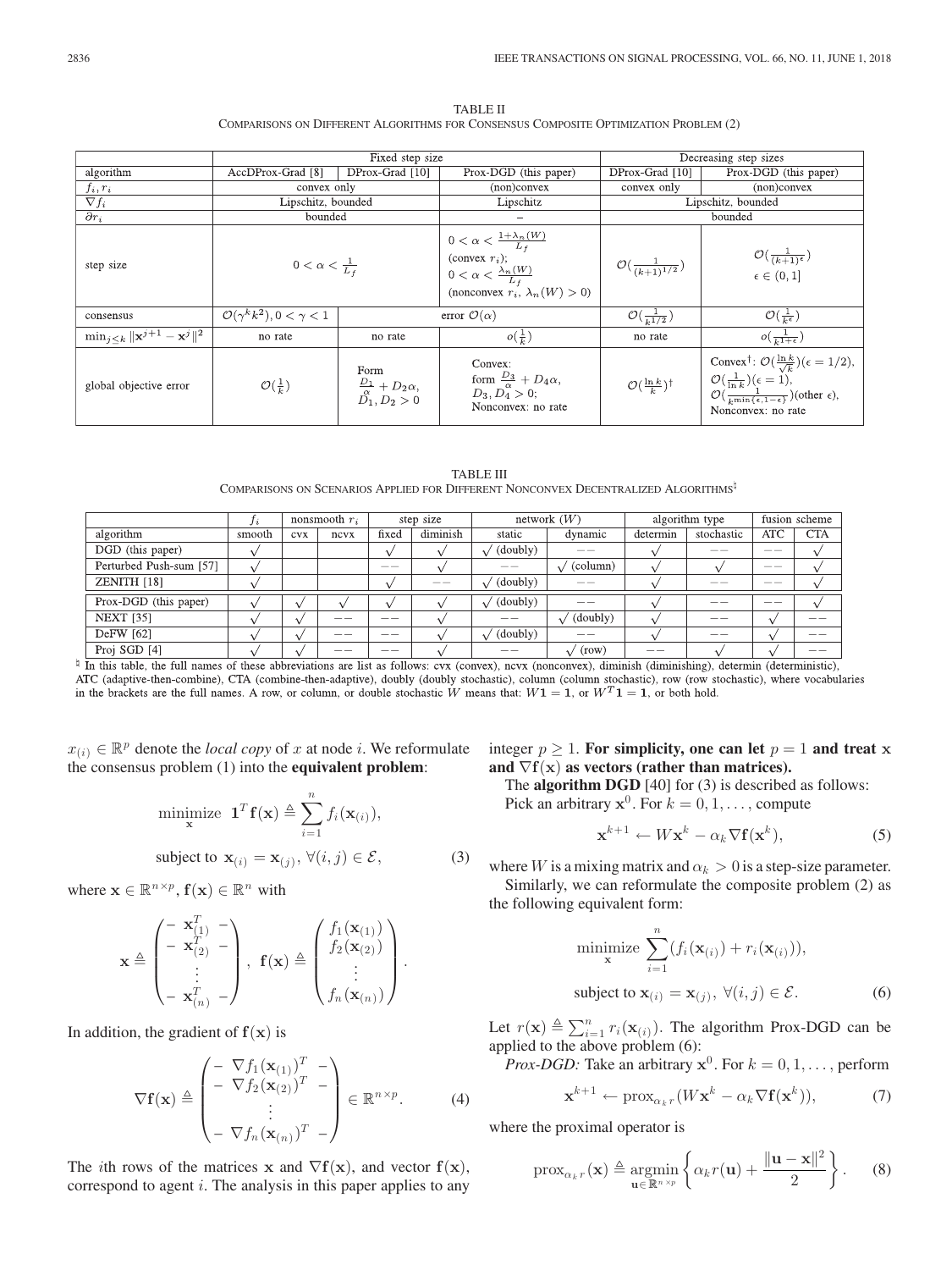TABLE II
COMPARISONS ON DIFFERENT ALGORITHMS FOR CONSENSUS COMPOSITE OPTIMIZATION PROBLEM (2)

| | Fixed step size | | | Decreasing step sizes | |
|---|---|---|---|---|---|
| algorithm | AccDProx-Grad [8] | DProx-Grad [10] | Prox-DGD (this paper) | DProx-Grad [10] | Prox-DGD (this paper) |
| $f_i, r_i$ | convex only | | (non)convex | convex only | (non)convex |
| $\nabla f_i$ | Lipschitz, bounded | | Lipschitz | Lipschitz, bounded | |
| $\partial r_i$ | bounded | | – | bounded | |
| step size | $0 < \alpha < \frac{1}{L_f}$ | | $0 < \alpha < \frac{1+\lambda_n(W)}{L_f}$ (convex $r_i$); $0 < \alpha < \frac{\lambda_n(W)}{L_f}$ (nonconvex $r_i$, $\lambda_n(W) > 0$) | $\mathcal{O}(\frac{1}{(k+1)^{1/2}})$ | $\mathcal{O}(\frac{1}{(k+1)^{\epsilon}})$ $\epsilon \in (0, 1]$ |
| consensus | $\mathcal{O}(\gamma^k k^2), 0 < \gamma < 1$ | error $\mathcal{O}(\alpha)$ | | $\mathcal{O}(\frac{1}{k^{1/2}})$ | $\mathcal{O}(\frac{1}{k^{\epsilon}})$ |
| $\min_{j \le k} \lVert \mathbf{x}^{j+1} - \mathbf{x}^j \rVert^2$ | no rate | no rate | $o(\frac{1}{k})$ | no rate | $o(\frac{1}{k^{1+\epsilon}})$ |
| global objective error | $\mathcal{O}(\frac{1}{k})$ | Form $\frac{D_1}{\alpha} + D_2\alpha$, $D_1, D_2 > 0$ | Convex: form $\frac{D_3}{\alpha} + D_4\alpha$, $D_3, D_4 > 0$; Nonconvex: no rate | $\mathcal{O}(\frac{\ln k}{k})^{\dagger}$ | Convex$^{\dagger}$: $\mathcal{O}(\frac{\ln k}{\sqrt{k}})(\epsilon = 1/2)$, $\mathcal{O}(\frac{1}{\ln k})(\epsilon = 1)$, $\mathcal{O}(\frac{1}{k^{\min\{\epsilon, 1-\epsilon\}}})$(other $\epsilon$), Nonconvex: no rate |

TABLE III
COMPARISONS ON SCENARIOS APPLIED FOR DIFFERENT NONCONVEX DECENTRALIZED ALGORITHMS[♮]

| | $f_i$ | nonsmooth $r_i$ | | step size | | network ($W$) | | algorithm type | | fusion scheme | |
|---|---|---|---|---|---|---|---|---|---|---|---|
| algorithm | smooth | cvx | ncvx | fixed | diminish | static | dynamic | determin | stochastic | ATC | CTA |
| DGD (this paper) | √ | | | √ | √ | √ (doubly) | –– | √ | –– | –– | √ |
| Perturbed Push-sum [57] | √ | | | –– | √ | –– | √ (column) | √ | √ | –– | √ |
| ZENITH [18] | √ | | | √ | –– | √ (doubly) | –– | √ | –– | –– | √ |
| Prox-DGD (this paper) | √ | √ | √ | √ | √ | √ (doubly) | –– | √ | –– | –– | √ |
| NEXT [35] | √ | √ | –– | –– | √ | –– | √ (doubly) | √ | –– | √ | –– |
| DeFW [62] | √ | √ | –– | –– | √ | √ (doubly) | –– | √ | –– | √ | –– |
| Proj SGD [4] | √ | √ | –– | –– | √ | –– | √ (row) | –– | √ | √ | –– |

♮ In this table, the full names of these abbreviations are list as follows: cvx (convex), ncvx (nonconvex), diminish (diminishing), determin (deterministic), ATC (adaptive-then-combine), CTA (combine-then-adaptive), doubly (doubly stochastic), column (column stochastic), row (row stochastic), where vocabularies in the brackets are the full names. A row, or column, or double stochastic $W$ means that: $W\mathbf{1} = \mathbf{1}$, or $W^T\mathbf{1} = \mathbf{1}$, or both hold.

$x_{(i)} \in \mathbb{R}^p$ denote the *local copy* of $x$ at node $i$. We reformulate the consensus problem (1) into the **equivalent problem**:

$$\underset{\mathbf{x}}{\text{minimize}} \;\; \mathbf{1}^T\mathbf{f}(\mathbf{x}) \triangleq \sum_{i=1}^{n} f_i(\mathbf{x}_{(i)}),$$
$$\text{subject to } \mathbf{x}_{(i)} = \mathbf{x}_{(j)}, \; \forall (i,j) \in \mathcal{E}, \tag{3}$$

where $\mathbf{x} \in \mathbb{R}^{n \times p}$, $\mathbf{f}(\mathbf{x}) \in \mathbb{R}^n$ with

$$\mathbf{x} \triangleq \begin{pmatrix} - \; \mathbf{x}_{(1)}^T \; - \\ - \; \mathbf{x}_{(2)}^T \; - \\ \vdots \\ - \; \mathbf{x}_{(n)}^T \; - \end{pmatrix}, \;\; \mathbf{f}(\mathbf{x}) \triangleq \begin{pmatrix} f_1(\mathbf{x}_{(1)}) \\ f_2(\mathbf{x}_{(2)}) \\ \vdots \\ f_n(\mathbf{x}_{(n)}) \end{pmatrix}.$$

In addition, the gradient of $\mathbf{f}(\mathbf{x})$ is

$$\nabla \mathbf{f}(\mathbf{x}) \triangleq \begin{pmatrix} - \; \nabla f_1(\mathbf{x}_{(1)})^T \; - \\ - \; \nabla f_2(\mathbf{x}_{(2)})^T \; - \\ \vdots \\ - \; \nabla f_n(\mathbf{x}_{(n)})^T \; - \end{pmatrix} \in \mathbb{R}^{n \times p}. \tag{4}$$

The $i$th rows of the matrices $\mathbf{x}$ and $\nabla\mathbf{f}(\mathbf{x})$, and vector $\mathbf{f}(\mathbf{x})$, correspond to agent $i$. The analysis in this paper applies to any integer $p \geq 1$. **For simplicity, one can let $p = 1$ and treat $\mathbf{x}$ and $\nabla\mathbf{f}(\mathbf{x})$ as vectors (rather than matrices).**

The **algorithm DGD** [40] for (3) is described as follows:

Pick an arbitrary $\mathbf{x}^0$. For $k = 0, 1, \ldots$, compute

$$\mathbf{x}^{k+1} \leftarrow W\mathbf{x}^k - \alpha_k \nabla\mathbf{f}(\mathbf{x}^k), \tag{5}$$

where $W$ is a mixing matrix and $\alpha_k > 0$ is a step-size parameter.

Similarly, we can reformulate the composite problem (2) as the following equivalent form:

$$\underset{\mathbf{x}}{\text{minimize}} \; \sum_{i=1}^{n} (f_i(\mathbf{x}_{(i)}) + r_i(\mathbf{x}_{(i)})),$$
$$\text{subject to } \mathbf{x}_{(i)} = \mathbf{x}_{(j)}, \; \forall (i,j) \in \mathcal{E}. \tag{6}$$

Let $r(\mathbf{x}) \triangleq \sum_{i=1}^{n} r_i(\mathbf{x}_{(i)})$. The algorithm Prox-DGD can be applied to the above problem (6):

*Prox-DGD:* Take an arbitrary $\mathbf{x}^0$. For $k = 0, 1, \ldots$, perform

$$\mathbf{x}^{k+1} \leftarrow \text{prox}_{\alpha_k r}(W\mathbf{x}^k - \alpha_k \nabla\mathbf{f}(\mathbf{x}^k)), \tag{7}$$

where the proximal operator is

$$\text{prox}_{\alpha_k r}(\mathbf{x}) \triangleq \underset{\mathbf{u} \in \mathbb{R}^{n \times p}}{\text{argmin}} \left\{ \alpha_k r(\mathbf{u}) + \frac{\lVert \mathbf{u} - \mathbf{x} \rVert^2}{2} \right\}. \tag{8}$$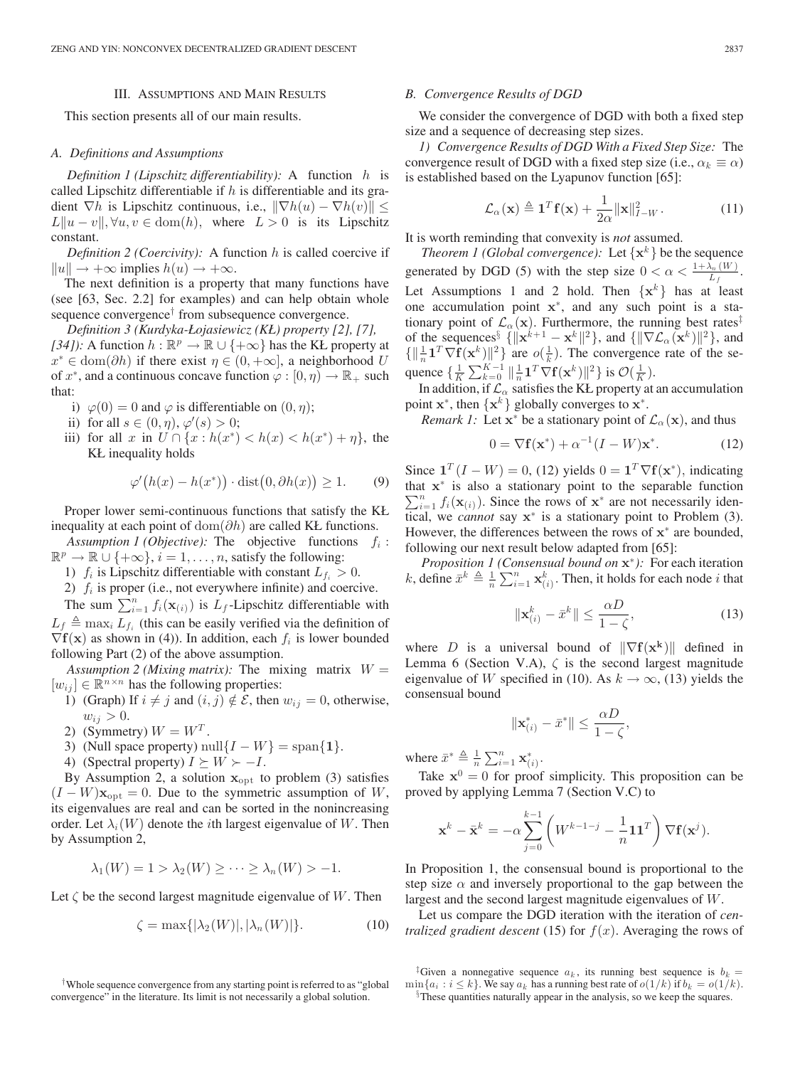## III. Assumptions and Main Results

This section presents all of our main results.

### A. Definitions and Assumptions

*Definition 1 (Lipschitz differentiability):* A function $h$ is called Lipschitz differentiable if $h$ is differentiable and its gradient $\nabla h$ is Lipschitz continuous, i.e., $\|\nabla h(u) - \nabla h(v)\| \leq L\|u - v\|, \forall u, v \in \mathrm{dom}(h)$, where $L > 0$ is its Lipschitz constant.

*Definition 2 (Coercivity):* A function $h$ is called coercive if $\|u\| \to +\infty$ implies $h(u) \to +\infty$.

The next definition is a property that many functions have (see [63, Sec. 2.2] for examples) and can help obtain whole sequence convergence† from subsequence convergence.

*Definition 3 (Kurdyka-Łojasiewicz (KŁ) property [2], [7], [34]):* A function $h : \mathbb{R}^p \to \mathbb{R} \cup \{+\infty\}$ has the KŁ property at $x^* \in \mathrm{dom}(\partial h)$ if there exist $\eta \in (0, +\infty]$, a neighborhood $U$ of $x^*$, and a continuous concave function $\varphi : [0, \eta) \to \mathbb{R}_+$ such that:

i) $\varphi(0) = 0$ and $\varphi$ is differentiable on $(0, \eta)$;

ii) for all $s \in (0, \eta)$, $\varphi'(s) > 0$;

iii) for all $x$ in $U \cap \{x : h(x^*) < h(x) < h(x^*) + \eta\}$, the KŁ inequality holds

$$\varphi'\big(h(x) - h(x^*)\big) \cdot \mathrm{dist}\big(0, \partial h(x)\big) \geq 1. \tag{9}$$

Proper lower semi-continuous functions that satisfy the KŁ inequality at each point of $\mathrm{dom}(\partial h)$ are called KŁ functions.

*Assumption 1 (Objective):* The objective functions $f_i : \mathbb{R}^p \to \mathbb{R} \cup \{+\infty\}$, $i = 1, \ldots, n$, satisfy the following:

1) $f_i$ is Lipschitz differentiable with constant $L_{f_i} > 0$.

2) $f_i$ is proper (i.e., not everywhere infinite) and coercive.

The sum $\sum_{i=1}^n f_i(\mathbf{x}_{(i)})$ is $L_f$-Lipschitz differentiable with $L_f \triangleq \max_i L_{f_i}$ (this can be easily verified via the definition of $\nabla \mathbf{f}(\mathbf{x})$ as shown in (4)). In addition, each $f_i$ is lower bounded following Part (2) of the above assumption.

*Assumption 2 (Mixing matrix):* The mixing matrix $W = [w_{ij}] \in \mathbb{R}^{n \times n}$ has the following properties:

1) (Graph) If $i \neq j$ and $(i, j) \notin \mathcal{E}$, then $w_{ij} = 0$, otherwise, $w_{ij} > 0$.

2) (Symmetry) $W = W^T$.

3) (Null space property) $\mathrm{null}\{I - W\} = \mathrm{span}\{\mathbf{1}\}$.

4) (Spectral property) $I \succeq W \succ -I$.

By Assumption 2, a solution $\mathbf{x}_{\mathrm{opt}}$ to problem (3) satisfies $(I - W)\mathbf{x}_{\mathrm{opt}} = 0$. Due to the symmetric assumption of $W$, its eigenvalues are real and can be sorted in the nonincreasing order. Let $\lambda_i(W)$ denote the $i$th largest eigenvalue of $W$. Then by Assumption 2,

$$\lambda_1(W) = 1 > \lambda_2(W) \geq \cdots \geq \lambda_n(W) > -1.$$

Let $\zeta$ be the second largest magnitude eigenvalue of $W$. Then

$$\zeta = \max\{|\lambda_2(W)|, |\lambda_n(W)|\}. \tag{10}$$

### B. Convergence Results of DGD

We consider the convergence of DGD with both a fixed step size and a sequence of decreasing step sizes.

*1) Convergence Results of DGD With a Fixed Step Size:* The convergence result of DGD with a fixed step size (i.e., $\alpha_k \equiv \alpha$) is established based on the Lyapunov function [65]:

$$\mathcal{L}_\alpha(\mathbf{x}) \triangleq \mathbf{1}^T \mathbf{f}(\mathbf{x}) + \frac{1}{2\alpha}\|\mathbf{x}\|^2_{I-W}. \tag{11}$$

It is worth reminding that convexity is *not* assumed.

*Theorem 1 (Global convergence):* Let $\{\mathbf{x}^k\}$ be the sequence generated by DGD (5) with the step size $0 < \alpha < \frac{1+\lambda_n(W)}{L_f}$. Let Assumptions 1 and 2 hold. Then $\{\mathbf{x}^k\}$ has at least one accumulation point $\mathbf{x}^*$, and any such point is a stationary point of $\mathcal{L}_\alpha(\mathbf{x})$. Furthermore, the running best rates‡ of the sequences§ $\{\|\mathbf{x}^{k+1} - \mathbf{x}^k\|^2\}$, and $\{\|\nabla \mathcal{L}_\alpha(\mathbf{x}^k)\|^2\}$, and $\{\|\frac{1}{n}\mathbf{1}^T \nabla \mathbf{f}(\mathbf{x}^k)\|^2\}$ are $o(\frac{1}{k})$. The convergence rate of the sequence $\{\frac{1}{K}\sum_{k=0}^{K-1} \|\frac{1}{n}\mathbf{1}^T \nabla \mathbf{f}(\mathbf{x}^k)\|^2\}$ is $\mathcal{O}(\frac{1}{K})$.

In addition, if $\mathcal{L}_\alpha$ satisfies the KŁ property at an accumulation point $\mathbf{x}^*$, then $\{\mathbf{x}^k\}$ globally converges to $\mathbf{x}^*$.

*Remark 1:* Let $\mathbf{x}^*$ be a stationary point of $\mathcal{L}_\alpha(\mathbf{x})$, and thus

$$0 = \nabla \mathbf{f}(\mathbf{x}^*) + \alpha^{-1}(I - W)\mathbf{x}^*. \tag{12}$$

Since $\mathbf{1}^T(I - W) = 0$, (12) yields $0 = \mathbf{1}^T \nabla \mathbf{f}(\mathbf{x}^*)$, indicating that $\mathbf{x}^*$ is also a stationary point to the separable function $\sum_{i=1}^n f_i(\mathbf{x}_{(i)})$. Since the rows of $\mathbf{x}^*$ are not necessarily identical, we *cannot* say $\mathbf{x}^*$ is a stationary point to Problem (3). However, the differences between the rows of $\mathbf{x}^*$ are bounded, following our next result below adapted from [65]:

*Proposition 1 (Consensual bound on $\mathbf{x}^*$):* For each iteration $k$, define $\bar{x}^k \triangleq \frac{1}{n}\sum_{i=1}^n \mathbf{x}^k_{(i)}$. Then, it holds for each node $i$ that

$$\|\mathbf{x}^k_{(i)} - \bar{x}^k\| \leq \frac{\alpha D}{1 - \zeta}, \tag{13}$$

where $D$ is a universal bound of $\|\nabla \mathbf{f}(\mathbf{x}^k)\|$ defined in Lemma 6 (Section V.A), $\zeta$ is the second largest magnitude eigenvalue of $W$ specified in (10). As $k \to \infty$, (13) yields the consensual bound

$$\|\mathbf{x}^*_{(i)} - \bar{x}^*\| \leq \frac{\alpha D}{1 - \zeta},$$

where $\bar{x}^* \triangleq \frac{1}{n}\sum_{i=1}^n \mathbf{x}^*_{(i)}$.

Take $\mathbf{x}^0 = 0$ for proof simplicity. This proposition can be proved by applying Lemma 7 (Section V.C) to

$$\mathbf{x}^k - \bar{\mathbf{x}}^k = -\alpha \sum_{j=0}^{k-1}\left(W^{k-1-j} - \frac{1}{n}\mathbf{1}\mathbf{1}^T\right)\nabla \mathbf{f}(\mathbf{x}^j).$$

In Proposition 1, the consensual bound is proportional to the step size $\alpha$ and inversely proportional to the gap between the largest and the second largest magnitude eigenvalues of $W$.

Let us compare the DGD iteration with the iteration of *centralized gradient descent* (15) for $f(x)$. Averaging the rows of

†Whole sequence convergence from any starting point is referred to as "global convergence" in the literature. Its limit is not necessarily a global solution.

‡Given a nonnegative sequence $a_k$, its running best sequence is $b_k = \min\{a_i : i \leq k\}$. We say $a_k$ has a running best rate of $o(1/k)$ if $b_k = o(1/k)$.

§These quantities naturally appear in the analysis, so we keep the squares.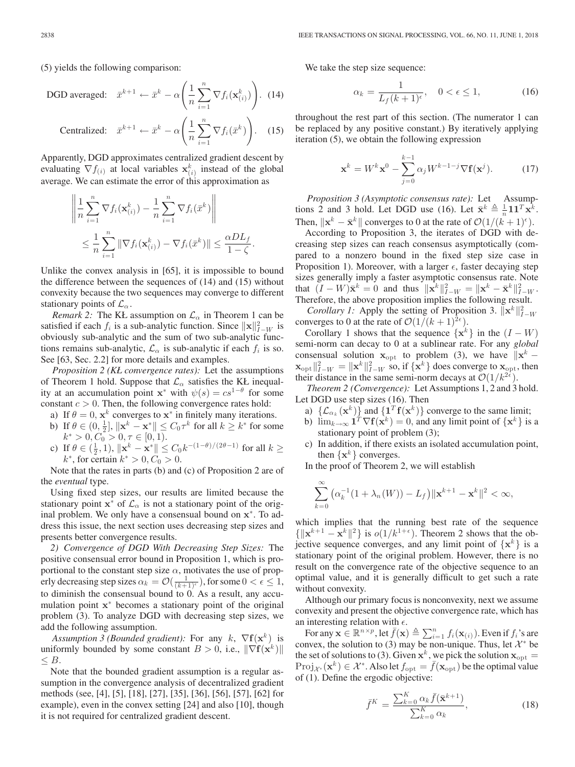(5) yields the following comparison:

$$\text{DGD averaged:} \quad \bar{x}^{k+1} \leftarrow \bar{x}^k - \alpha\left(\frac{1}{n}\sum_{i=1}^n \nabla f_i(\mathbf{x}_{(i)}^k)\right). \quad (14)$$

$$\text{Centralized:} \quad \bar{x}^{k+1} \leftarrow \bar{x}^k - \alpha\left(\frac{1}{n}\sum_{i=1}^n \nabla f_i(\bar{x}^k)\right). \quad (15)$$

Apparently, DGD approximates centralized gradient descent by evaluating $\nabla f_{(i)}$ at local variables $\mathbf{x}_{(i)}^k$ instead of the global average. We can estimate the error of this approximation as

$$\left\|\frac{1}{n}\sum_{i=1}^n \nabla f_i(\mathbf{x}_{(i)}^k) - \frac{1}{n}\sum_{i=1}^n \nabla f_i(\bar{x}^k)\right\| \leq \frac{1}{n}\sum_{i=1}^n \|\nabla f_i(\mathbf{x}_{(i)}^k) - \nabla f_i(\bar{x}^k)\| \leq \frac{\alpha D L_f}{1-\zeta}.$$

Unlike the convex analysis in [65], it is impossible to bound the difference between the sequences of (14) and (15) without convexity because the two sequences may converge to different stationary points of $\mathcal{L}_\alpha$.

*Remark 2:* The KŁ assumption on $\mathcal{L}_\alpha$ in Theorem 1 can be satisfied if each $f_i$ is a sub-analytic function. Since $\|\mathbf{x}\|_{I-W}^2$ is obviously sub-analytic and the sum of two sub-analytic functions remains sub-analytic, $\mathcal{L}_\alpha$ is sub-analytic if each $f_i$ is so. See [63, Sec. 2.2] for more details and examples.

*Proposition 2 (KŁ convergence rates):* Let the assumptions of Theorem 1 hold. Suppose that $\mathcal{L}_\alpha$ satisfies the KŁ inequality at an accumulation point $\mathbf{x}^*$ with $\psi(s) = cs^{1-\theta}$ for some constant $c > 0$. Then, the following convergence rates hold:

a) If $\theta = 0$, $\mathbf{x}^k$ converges to $\mathbf{x}^*$ in finitely many iterations.

b) If $\theta \in (0, \frac{1}{2}]$, $\|\mathbf{x}^k - \mathbf{x}^*\| \leq C_0 \tau^k$ for all $k \geq k^*$ for some $k^* > 0, C_0 > 0, \tau \in [0, 1)$.

c) If $\theta \in (\frac{1}{2}, 1)$, $\|\mathbf{x}^k - \mathbf{x}^*\| \leq C_0 k^{-(1-\theta)/(2\theta-1)}$ for all $k \geq k^*$, for certain $k^* > 0, C_0 > 0$.

Note that the rates in parts (b) and (c) of Proposition 2 are of the *eventual* type.

Using fixed step sizes, our results are limited because the stationary point $\mathbf{x}^*$ of $\mathcal{L}_\alpha$ is not a stationary point of the original problem. We only have a consensual bound on $\mathbf{x}^*$. To address this issue, the next section uses decreasing step sizes and presents better convergence results.

*2) Convergence of DGD With Decreasing Step Sizes:* The positive consensual error bound in Proposition 1, which is proportional to the constant step size $\alpha$, motivates the use of properly decreasing step sizes $\alpha_k = \mathcal{O}(\frac{1}{(k+1)^\epsilon})$, for some $0 < \epsilon \leq 1$, to diminish the consensual bound to 0. As a result, any accumulation point $\mathbf{x}^*$ becomes a stationary point of the original problem (3). To analyze DGD with decreasing step sizes, we add the following assumption.

*Assumption 3 (Bounded gradient):* For any $k$, $\nabla \mathbf{f}(\mathbf{x}^k)$ is uniformly bounded by some constant $B > 0$, i.e., $\|\nabla \mathbf{f}(\mathbf{x}^k)\| \leq B$.

Note that the bounded gradient assumption is a regular assumption in the convergence analysis of decentralized gradient methods (see, [4], [5], [18], [27], [35], [36], [56], [57], [62] for example), even in the convex setting [24] and also [10], though it is not required for centralized gradient descent.

We take the step size sequence:

$$\alpha_k = \frac{1}{L_f(k+1)^\epsilon}, \quad 0 < \epsilon \leq 1, \quad (16)$$

throughout the rest part of this section. (The numerator 1 can be replaced by any positive constant.) By iteratively applying iteration (5), we obtain the following expression

$$\mathbf{x}^k = W^k \mathbf{x}^0 - \sum_{j=0}^{k-1} \alpha_j W^{k-1-j} \nabla \mathbf{f}(\mathbf{x}^j). \quad (17)$$

*Proposition 3 (Asymptotic consensus rate):* Let Assumptions 2 and 3 hold. Let DGD use (16). Let $\bar{\mathbf{x}}^k \triangleq \frac{1}{n}\mathbf{1}\mathbf{1}^T\mathbf{x}^k$. Then, $\|\mathbf{x}^k - \bar{\mathbf{x}}^k\|$ converges to 0 at the rate of $\mathcal{O}(1/(k+1)^\epsilon)$.

According to Proposition 3, the iterates of DGD with decreasing step sizes can reach consensus asymptotically (compared to a nonzero bound in the fixed step size case in Proposition 1). Moreover, with a larger $\epsilon$, faster decaying step sizes generally imply a faster asymptotic consensus rate. Note that $(I - W)\bar{\mathbf{x}}^k = 0$ and thus $\|\mathbf{x}^k\|_{I-W}^2 = \|\mathbf{x}^k - \bar{\mathbf{x}}^k\|_{I-W}^2$. Therefore, the above proposition implies the following result.

*Corollary 1:* Apply the setting of Proposition 3. $\|\mathbf{x}^k\|_{I-W}^2$ converges to 0 at the rate of $\mathcal{O}(1/(k+1)^{2\epsilon})$.

Corollary 1 shows that the sequence $\{\mathbf{x}^k\}$ in the $(I - W)$ semi-norm can decay to 0 at a sublinear rate. For any *global* consensual solution $\mathbf{x}_{\text{opt}}$ to problem (3), we have $\|\mathbf{x}^k - \mathbf{x}_{\text{opt}}\|_{I-W}^2 = \|\mathbf{x}^k\|_{I-W}^2$ so, if $\{\mathbf{x}^k\}$ does converge to $\mathbf{x}_{\text{opt}}$, then their distance in the same semi-norm decays at $\mathcal{O}(1/k^{2\epsilon})$.

*Theorem 2 (Convergence):* Let Assumptions 1, 2 and 3 hold. Let DGD use step sizes (16). Then

a) $\{\mathcal{L}_{\alpha_k}(\mathbf{x}^k)\}$ and $\{\mathbf{1}^T\mathbf{f}(\mathbf{x}^k)\}$ converge to the same limit;

b) $\lim_{k\to\infty} \mathbf{1}^T \nabla \mathbf{f}(\mathbf{x}^k) = 0$, and any limit point of $\{\mathbf{x}^k\}$ is a stationary point of problem (3);

c) In addition, if there exists an isolated accumulation point, then $\{\mathbf{x}^k\}$ converges.

In the proof of Theorem 2, we will establish

$$\sum_{k=0}^\infty \left(\alpha_k^{-1}(1 + \lambda_n(W)) - L_f\right)\|\mathbf{x}^{k+1} - \mathbf{x}^k\|^2 < \infty,$$

which implies that the running best rate of the sequence $\{\|\mathbf{x}^{k+1} - \mathbf{x}^k\|^2\}$ is $o(1/k^{1+\epsilon})$. Theorem 2 shows that the objective sequence converges, and any limit point of $\{\mathbf{x}^k\}$ is a stationary point of the original problem. However, there is no result on the convergence rate of the objective sequence to an optimal value, and it is generally difficult to get such a rate without convexity.

Although our primary focus is nonconvexity, next we assume convexity and present the objective convergence rate, which has an interesting relation with $\epsilon$.

For any $\mathbf{x} \in \mathbb{R}^{n\times p}$, let $\bar{f}(\mathbf{x}) \triangleq \sum_{i=1}^n f_i(\mathbf{x}_{(i)})$. Even if $f_i$'s are convex, the solution to (3) may be non-unique. Thus, let $\mathcal{X}^*$ be the set of solutions to (3). Given $\mathbf{x}^k$, we pick the solution $\mathbf{x}_{\text{opt}} = \text{Proj}_{\mathcal{X}^*}(\mathbf{x}^k) \in \mathcal{X}^*$. Also let $f_{\text{opt}} = \bar{f}(\mathbf{x}_{\text{opt}})$ be the optimal value of (1). Define the ergodic objective:

$$\bar{f}^K = \frac{\sum_{k=0}^K \alpha_k \bar{f}(\bar{\mathbf{x}}^{k+1})}{\sum_{k=0}^K \alpha_k}, \quad (18)$$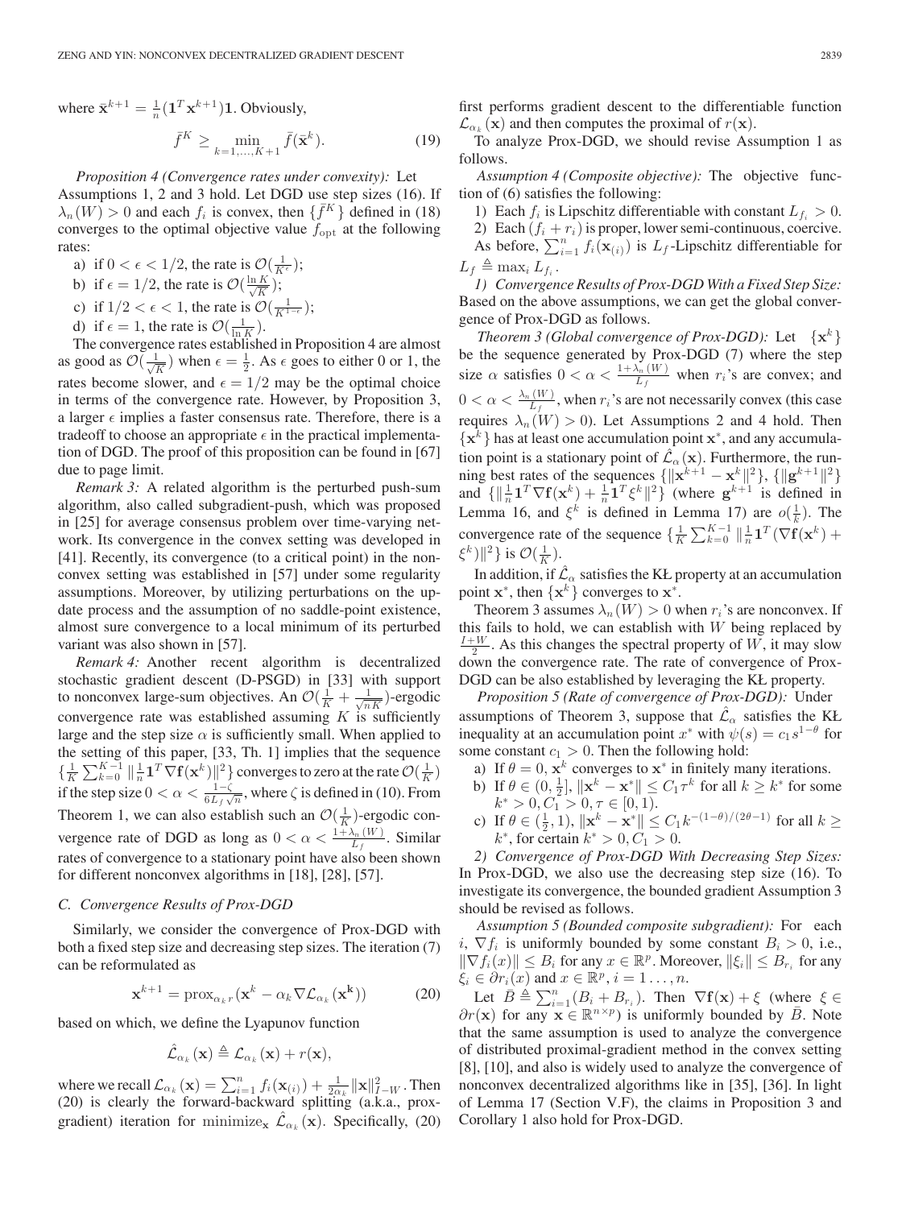where $\bar{\mathbf{x}}^{k+1} = \frac{1}{n}(\mathbf{1}^T\mathbf{x}^{k+1})\mathbf{1}$. Obviously,

$$\bar{f}^K \geq \min_{k=1,\ldots,K+1} \bar{f}(\bar{\mathbf{x}}^k). \tag{19}$$

*Proposition 4 (Convergence rates under convexity):* Let Assumptions 1, 2 and 3 hold. Let DGD use step sizes (16). If $\lambda_n(W) > 0$ and each $f_i$ is convex, then $\{\bar{f}^K\}$ defined in (18) converges to the optimal objective value $f_{\text{opt}}$ at the following rates:

a) if $0 < \epsilon < 1/2$, the rate is $\mathcal{O}(\frac{1}{K^\epsilon})$;

b) if $\epsilon = 1/2$, the rate is $\mathcal{O}(\frac{\ln K}{\sqrt{K}})$;

c) if $1/2 < \epsilon < 1$, the rate is $\mathcal{O}(\frac{1}{K^{1-\epsilon}})$;

d) if $\epsilon = 1$, the rate is $\mathcal{O}(\frac{1}{\ln K})$.

The convergence rates established in Proposition 4 are almost as good as $\mathcal{O}(\frac{1}{\sqrt{K}})$ when $\epsilon = \frac{1}{2}$. As $\epsilon$ goes to either 0 or 1, the rates become slower, and $\epsilon = 1/2$ may be the optimal choice in terms of the convergence rate. However, by Proposition 3, a larger $\epsilon$ implies a faster consensus rate. Therefore, there is a tradeoff to choose an appropriate $\epsilon$ in the practical implementation of DGD. The proof of this proposition can be found in [67] due to page limit.

*Remark 3:* A related algorithm is the perturbed push-sum algorithm, also called subgradient-push, which was proposed in [25] for average consensus problem over time-varying network. Its convergence in the convex setting was developed in [41]. Recently, its convergence (to a critical point) in the nonconvex setting was established in [57] under some regularity assumptions. Moreover, by utilizing perturbations on the update process and the assumption of no saddle-point existence, almost sure convergence to a local minimum of its perturbed variant was also shown in [57].

*Remark 4:* Another recent algorithm is decentralized stochastic gradient descent (D-PSGD) in [33] with support to nonconvex large-sum objectives. An $\mathcal{O}(\frac{1}{K} + \frac{1}{\sqrt{nK}})$-ergodic convergence rate was established assuming $K$ is sufficiently large and the step size $\alpha$ is sufficiently small. When applied to the setting of this paper, [33, Th. 1] implies that the sequence $\{\frac{1}{K}\sum_{k=0}^{K-1}\|\frac{1}{n}\mathbf{1}^T\nabla\mathbf{f}(\mathbf{x}^k)\|^2\}$ converges to zero at the rate $\mathcal{O}(\frac{1}{K})$ if the step size $0 < \alpha < \frac{1-\zeta}{6L_f\sqrt{n}}$, where $\zeta$ is defined in (10). From Theorem 1, we can also establish such an $\mathcal{O}(\frac{1}{K})$-ergodic convergence rate of DGD as long as $0 < \alpha < \frac{1+\lambda_n(W)}{L_f}$. Similar rates of convergence to a stationary point have also been shown for different nonconvex algorithms in [18], [28], [57].

### C. Convergence Results of Prox-DGD

Similarly, we consider the convergence of Prox-DGD with both a fixed step size and decreasing step sizes. The iteration (7) can be reformulated as

$$\mathbf{x}^{k+1} = \text{prox}_{\alpha_k r}(\mathbf{x}^k - \alpha_k \nabla\mathcal{L}_{\alpha_k}(\mathbf{x}^k)) \tag{20}$$

based on which, we define the Lyapunov function

$$\hat{\mathcal{L}}_{\alpha_k}(\mathbf{x}) \triangleq \mathcal{L}_{\alpha_k}(\mathbf{x}) + r(\mathbf{x}),$$

where we recall $\mathcal{L}_{\alpha_k}(\mathbf{x}) = \sum_{i=1}^n f_i(\mathbf{x}_{(i)}) + \frac{1}{2\alpha_k}\|\mathbf{x}\|^2_{I-W}$. Then (20) is clearly the forward-backward splitting (a.k.a., prox-gradient) iteration for $\text{minimize}_{\mathbf{x}}\ \hat{\mathcal{L}}_{\alpha_k}(\mathbf{x})$. Specifically, (20) first performs gradient descent to the differentiable function $\mathcal{L}_{\alpha_k}(\mathbf{x})$ and then computes the proximal of $r(\mathbf{x})$.

To analyze Prox-DGD, we should revise Assumption 1 as follows.

*Assumption 4 (Composite objective):* The objective function of (6) satisfies the following:

1) Each $f_i$ is Lipschitz differentiable with constant $L_{f_i} > 0$.

2) Each $(f_i + r_i)$ is proper, lower semi-continuous, coercive.

As before, $\sum_{i=1}^n f_i(\mathbf{x}_{(i)})$ is $L_f$-Lipschitz differentiable for $L_f \triangleq \max_i L_{f_i}$.

*1) Convergence Results of Prox-DGD With a Fixed Step Size:* Based on the above assumptions, we can get the global convergence of Prox-DGD as follows.

*Theorem 3 (Global convergence of Prox-DGD):* Let $\{\mathbf{x}^k\}$ be the sequence generated by Prox-DGD (7) where the step size $\alpha$ satisfies $0 < \alpha < \frac{1+\lambda_n(W)}{L_f}$ when $r_i$'s are convex; and $0 < \alpha < \frac{\lambda_n(W)}{L_f}$, when $r_i$'s are not necessarily convex (this case requires $\lambda_n(W) > 0$). Let Assumptions 2 and 4 hold. Then $\{\mathbf{x}^k\}$ has at least one accumulation point $\mathbf{x}^*$, and any accumulation point is a stationary point of $\hat{\mathcal{L}}_\alpha(\mathbf{x})$. Furthermore, the running best rates of the sequences $\{\|\mathbf{x}^{k+1} - \mathbf{x}^k\|^2\}$, $\{\|\mathbf{g}^{k+1}\|^2\}$ and $\{\|\frac{1}{n}\mathbf{1}^T\nabla\mathbf{f}(\mathbf{x}^k) + \frac{1}{n}\mathbf{1}^T\xi^k\|^2\}$ (where $\mathbf{g}^{k+1}$ is defined in Lemma 16, and $\xi^k$ is defined in Lemma 17) are $o(\frac{1}{k})$. The convergence rate of the sequence $\{\frac{1}{K}\sum_{k=0}^{K-1}\|\frac{1}{n}\mathbf{1}^T(\nabla\mathbf{f}(\mathbf{x}^k) + \xi^k)\|^2\}$ is $\mathcal{O}(\frac{1}{K})$.

In addition, if $\hat{\mathcal{L}}_\alpha$ satisfies the KŁ property at an accumulation point $\mathbf{x}^*$, then $\{\mathbf{x}^k\}$ converges to $\mathbf{x}^*$.

Theorem 3 assumes $\lambda_n(W) > 0$ when $r_i$'s are nonconvex. If this fails to hold, we can establish with $W$ being replaced by $\frac{I+W}{2}$. As this changes the spectral property of $W$, it may slow down the convergence rate. The rate of convergence of Prox-DGD can be also established by leveraging the KŁ property.

*Proposition 5 (Rate of convergence of Prox-DGD):* Under assumptions of Theorem 3, suppose that $\hat{\mathcal{L}}_\alpha$ satisfies the KŁ inequality at an accumulation point $x^*$ with $\psi(s) = c_1 s^{1-\theta}$ for some constant $c_1 > 0$. Then the following hold:

a) If $\theta = 0$, $\mathbf{x}^k$ converges to $\mathbf{x}^*$ in finitely many iterations.

b) If $\theta \in (0, \frac{1}{2}]$, $\|\mathbf{x}^k - \mathbf{x}^*\| \leq C_1\tau^k$ for all $k \geq k^*$ for some $k^* > 0, C_1 > 0, \tau \in [0, 1)$.

c) If $\theta \in (\frac{1}{2}, 1)$, $\|\mathbf{x}^k - \mathbf{x}^*\| \leq C_1 k^{-(1-\theta)/(2\theta-1)}$ for all $k \geq k^*$, for certain $k^* > 0, C_1 > 0$.

*2) Convergence of Prox-DGD With Decreasing Step Sizes:* In Prox-DGD, we also use the decreasing step size (16). To investigate its convergence, the bounded gradient Assumption 3 should be revised as follows.

*Assumption 5 (Bounded composite subgradient):* For each $i$, $\nabla f_i$ is uniformly bounded by some constant $B_i > 0$, i.e., $\|\nabla f_i(x)\| \leq B_i$ for any $x \in \mathbb{R}^p$. Moreover, $\|\xi_i\| \leq B_{r_i}$ for any $\xi_i \in \partial r_i(x)$ and $x \in \mathbb{R}^p$, $i = 1\ldots, n$.

Let $\bar{B} \triangleq \sum_{i=1}^n (B_i + B_{r_i})$. Then $\nabla\mathbf{f}(\mathbf{x}) + \xi$ (where $\xi \in \partial r(\mathbf{x})$ for any $\mathbf{x} \in \mathbb{R}^{n\times p}$) is uniformly bounded by $\bar{B}$. Note that the same assumption is used to analyze the convergence of distributed proximal-gradient method in the convex setting [8], [10], and also is widely used to analyze the convergence of nonconvex decentralized algorithms like in [35], [36]. In light of Lemma 17 (Section V.F), the claims in Proposition 3 and Corollary 1 also hold for Prox-DGD.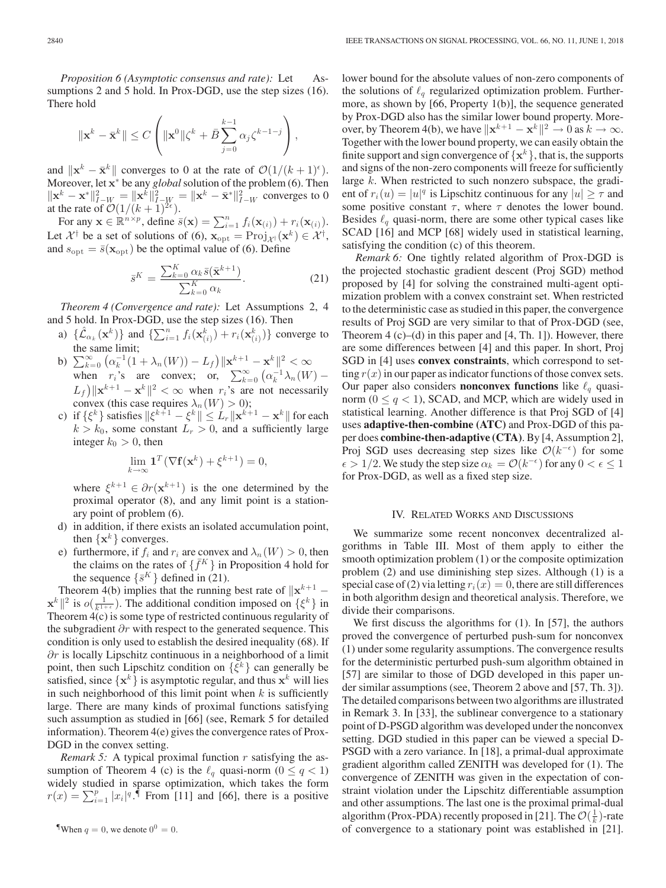*Proposition 6 (Asymptotic consensus and rate):* Let Assumptions 2 and 5 hold. In Prox-DGD, use the step sizes (16). There hold

$$\|\mathbf{x}^k - \bar{\mathbf{x}}^k\| \leq C\left(\|\mathbf{x}^0\|\zeta^k + \bar{B}\sum_{j=0}^{k-1}\alpha_j\zeta^{k-1-j}\right),$$

and $\|\mathbf{x}^k - \bar{\mathbf{x}}^k\|$ converges to 0 at the rate of $\mathcal{O}(1/(k+1)^\epsilon)$. Moreover, let $\mathbf{x}^*$ be any *global* solution of the problem (6). Then $\|\mathbf{x}^k - \mathbf{x}^*\|^2_{I-W} = \|\mathbf{x}^k\|^2_{I-W} = \|\mathbf{x}^k - \bar{\mathbf{x}}^*\|^2_{I-W}$ converges to 0 at the rate of $\mathcal{O}(1/(k+1)^{2\epsilon})$.

For any $\mathbf{x} \in \mathbb{R}^{n\times p}$, define $\bar{s}(\mathbf{x}) = \sum_{i=1}^n f_i(\mathbf{x}_{(i)}) + r_i(\mathbf{x}_{(i)})$. Let $\mathcal{X}^\dagger$ be a set of solutions of (6), $\mathbf{x}_{\rm opt} = {\rm Proj}_{\mathcal{X}^\dagger}(\mathbf{x}^k) \in \mathcal{X}^\dagger$, and $s_{\rm opt} = \bar{s}(\mathbf{x}_{\rm opt})$ be the optimal value of (6). Define

$$\bar{s}^K = \frac{\sum_{k=0}^K \alpha_k \bar{s}(\bar{\mathbf{x}}^{k+1})}{\sum_{k=0}^K \alpha_k}. \quad (21)$$

*Theorem 4 (Convergence and rate):* Let Assumptions 2, 4 and 5 hold. In Prox-DGD, use the step sizes (16). Then

a) $\{\hat{\mathcal{L}}_{\alpha_k}(\mathbf{x}^k)\}$ and $\{\sum_{i=1}^n f_i(\mathbf{x}^k_{(i)}) + r_i(\mathbf{x}^k_{(i)})\}$ converge to the same limit;

b) $\sum_{k=0}^\infty \left(\alpha_k^{-1}(1+\lambda_n(W)) - L_f\right)\|\mathbf{x}^{k+1} - \mathbf{x}^k\|^2 < \infty$ when $r_i$'s are convex; or, $\sum_{k=0}^\infty \left(\alpha_k^{-1}\lambda_n(W) - L_f\right)\|\mathbf{x}^{k+1} - \mathbf{x}^k\|^2 < \infty$ when $r_i$'s are not necessarily convex (this case requires $\lambda_n(W) > 0$);

c) if $\{\xi^k\}$ satisfies $\|\xi^{k+1} - \xi^k\| \leq L_r\|\mathbf{x}^{k+1} - \mathbf{x}^k\|$ for each $k > k_0$, some constant $L_r > 0$, and a sufficiently large integer $k_0 > 0$, then

$$\lim_{k\to\infty} \mathbf{1}^T(\nabla \mathbf{f}(\mathbf{x}^k) + \xi^{k+1}) = 0,$$

where $\xi^{k+1} \in \partial r(\mathbf{x}^{k+1})$ is the one determined by the proximal operator (8), and any limit point is a stationary point of problem (6).

d) in addition, if there exists an isolated accumulation point, then $\{\mathbf{x}^k\}$ converges.

e) furthermore, if $f_i$ and $r_i$ are convex and $\lambda_n(W) > 0$, then the claims on the rates of $\{\bar{f}^K\}$ in Proposition 4 hold for the sequence $\{\bar{s}^K\}$ defined in (21).

Theorem 4(b) implies that the running best rate of $\|\mathbf{x}^{k+1} - \mathbf{x}^k\|^2$ is $o(\frac{1}{k^{1+\epsilon}})$. The additional condition imposed on $\{\xi^k\}$ in Theorem 4(c) is some type of restricted continuous regularity of the subgradient $\partial r$ with respect to the generated sequence. This condition is only used to establish the desired inequality (68). If $\partial r$ is locally Lipschitz continuous in a neighborhood of a limit point, then such Lipschitz condition on $\{\xi^k\}$ can generally be satisfied, since $\{\mathbf{x}^k\}$ is asymptotic regular, and thus $\mathbf{x}^k$ will lies in such neighborhood of this limit point when $k$ is sufficiently large. There are many kinds of proximal functions satisfying such assumption as studied in [66] (see, Remark 5 for detailed information). Theorem 4(e) gives the convergence rates of Prox-DGD in the convex setting.

*Remark 5:* A typical proximal function $r$ satisfying the assumption of Theorem 4 (c) is the $\ell_q$ quasi-norm $(0 \leq q < 1)$ widely studied in sparse optimization, which takes the form $r(x) = \sum_{i=1}^p |x_i|^q$.¶ From [11] and [66], there is a positive lower bound for the absolute values of non-zero components of the solutions of $\ell_q$ regularized optimization problem. Furthermore, as shown by [66, Property 1(b)], the sequence generated by Prox-DGD also has the similar lower bound property. Moreover, by Theorem 4(b), we have $\|\mathbf{x}^{k+1} - \mathbf{x}^k\|^2 \to 0$ as $k \to \infty$. Together with the lower bound property, we can easily obtain the finite support and sign convergence of $\{\mathbf{x}^k\}$, that is, the supports and signs of the non-zero components will freeze for sufficiently large $k$. When restricted to such nonzero subspace, the gradient of $r_i(u) = |u|^q$ is Lipschitz continuous for any $|u| \geq \tau$ and some positive constant $\tau$, where $\tau$ denotes the lower bound. Besides $\ell_q$ quasi-norm, there are some other typical cases like SCAD [16] and MCP [68] widely used in statistical learning, satisfying the condition (c) of this theorem.

*Remark 6:* One tightly related algorithm of Prox-DGD is the projected stochastic gradient descent (Proj SGD) method proposed by [4] for solving the constrained multi-agent optimization problem with a convex constraint set. When restricted to the deterministic case as studied in this paper, the convergence results of Proj SGD are very similar to that of Prox-DGD (see, Theorem 4 (c)–(d) in this paper and [4, Th. 1]). However, there are some differences between [4] and this paper. In short, Proj SGD in [4] uses **convex constraints**, which correspond to setting $r(x)$ in our paper as indicator functions of those convex sets. Our paper also considers **nonconvex functions** like $\ell_q$ quasi-norm $(0 \leq q < 1)$, SCAD, and MCP, which are widely used in statistical learning. Another difference is that Proj SGD of [4] uses **adaptive-then-combine (ATC)** and Prox-DGD of this paper does **combine-then-adaptive (CTA)**. By [4, Assumption 2], Proj SGD uses decreasing step sizes like $\mathcal{O}(k^{-\epsilon})$ for some $\epsilon > 1/2$. We study the step size $\alpha_k = \mathcal{O}(k^{-\epsilon})$ for any $0 < \epsilon \leq 1$ for Prox-DGD, as well as a fixed step size.

## IV. Related Works and Discussions

We summarize some recent nonconvex decentralized algorithms in Table III. Most of them apply to either the smooth optimization problem (1) or the composite optimization problem (2) and use diminishing step sizes. Although (1) is a special case of (2) via letting $r_i(x) = 0$, there are still differences in both algorithm design and theoretical analysis. Therefore, we divide their comparisons.

We first discuss the algorithms for (1). In [57], the authors proved the convergence of perturbed push-sum for nonconvex (1) under some regularity assumptions. The convergence results for the deterministic perturbed push-sum algorithm obtained in [57] are similar to those of DGD developed in this paper under similar assumptions (see, Theorem 2 above and [57, Th. 3]). The detailed comparisons between two algorithms are illustrated in Remark 3. In [33], the sublinear convergence to a stationary point of D-PSGD algorithm was developed under the nonconvex setting. DGD studied in this paper can be viewed a special D-PSGD with a zero variance. In [18], a primal-dual approximate gradient algorithm called ZENITH was developed for (1). The convergence of ZENITH was given in the expectation of constraint violation under the Lipschitz differentiable assumption and other assumptions. The last one is the proximal primal-dual algorithm (Prox-PDA) recently proposed in [21]. The $\mathcal{O}(\frac{1}{k})$-rate of convergence to a stationary point was established in [21].

¶When $q = 0$, we denote $0^0 = 0$.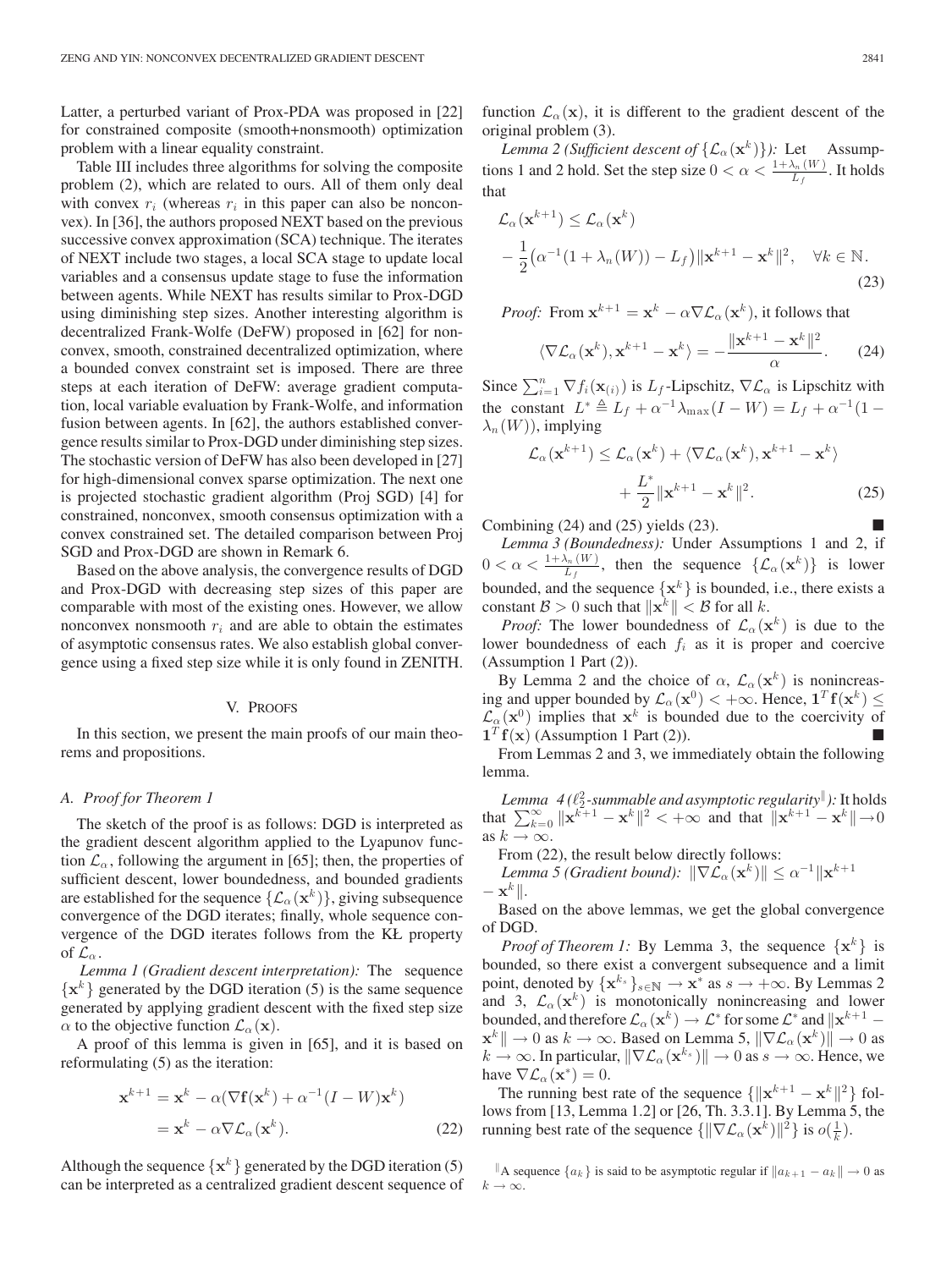Latter, a perturbed variant of Prox-PDA was proposed in [22] for constrained composite (smooth+nonsmooth) optimization problem with a linear equality constraint.

Table III includes three algorithms for solving the composite problem (2), which are related to ours. All of them only deal with convex $r_i$ (whereas $r_i$ in this paper can also be nonconvex). In [36], the authors proposed NEXT based on the previous successive convex approximation (SCA) technique. The iterates of NEXT include two stages, a local SCA stage to update local variables and a consensus update stage to fuse the information between agents. While NEXT has results similar to Prox-DGD using diminishing step sizes. Another interesting algorithm is decentralized Frank-Wolfe (DeFW) proposed in [62] for nonconvex, smooth, constrained decentralized optimization, where a bounded convex constraint set is imposed. There are three steps at each iteration of DeFW: average gradient computation, local variable evaluation by Frank-Wolfe, and information fusion between agents. In [62], the authors established convergence results similar to Prox-DGD under diminishing step sizes. The stochastic version of DeFW has also been developed in [27] for high-dimensional convex sparse optimization. The next one is projected stochastic gradient algorithm (Proj SGD) [4] for constrained, nonconvex, smooth consensus optimization with a convex constrained set. The detailed comparison between Proj SGD and Prox-DGD are shown in Remark 6.

Based on the above analysis, the convergence results of DGD and Prox-DGD with decreasing step sizes of this paper are comparable with most of the existing ones. However, we allow nonconvex nonsmooth $r_i$ and are able to obtain the estimates of asymptotic consensus rates. We also establish global convergence using a fixed step size while it is only found in ZENITH.

## V. Proofs

In this section, we present the main proofs of our main theorems and propositions.

### A. Proof for Theorem 1

The sketch of the proof is as follows: DGD is interpreted as the gradient descent algorithm applied to the Lyapunov function $\mathcal{L}_\alpha$, following the argument in [65]; then, the properties of sufficient descent, lower boundedness, and bounded gradients are established for the sequence $\{\mathcal{L}_\alpha(\mathbf{x}^k)\}$, giving subsequence convergence of the DGD iterates; finally, whole sequence convergence of the DGD iterates follows from the KŁ property of $\mathcal{L}_\alpha$.

*Lemma 1 (Gradient descent interpretation):* The sequence $\{\mathbf{x}^k\}$ generated by the DGD iteration (5) is the same sequence generated by applying gradient descent with the fixed step size $\alpha$ to the objective function $\mathcal{L}_\alpha(\mathbf{x})$.

A proof of this lemma is given in [65], and it is based on reformulating (5) as the iteration:

$$\begin{aligned}\mathbf{x}^{k+1} &= \mathbf{x}^k - \alpha(\nabla\mathbf{f}(\mathbf{x}^k) + \alpha^{-1}(I-W)\mathbf{x}^k)\\ &= \mathbf{x}^k - \alpha\nabla\mathcal{L}_\alpha(\mathbf{x}^k).\end{aligned} \tag{22}$$

Although the sequence $\{\mathbf{x}^k\}$ generated by the DGD iteration (5) can be interpreted as a centralized gradient descent sequence of function $\mathcal{L}_\alpha(\mathbf{x})$, it is different to the gradient descent of the original problem (3).

*Lemma 2 (Sufficient descent of $\{\mathcal{L}_\alpha(\mathbf{x}^k)\}$):* Let Assumptions 1 and 2 hold. Set the step size $0 < \alpha < \frac{1+\lambda_n(W)}{L_f}$. It holds that

$$\begin{aligned}&\mathcal{L}_\alpha(\mathbf{x}^{k+1}) \le \mathcal{L}_\alpha(\mathbf{x}^k)\\ &\quad - \frac{1}{2}\big(\alpha^{-1}(1+\lambda_n(W)) - L_f\big)\|\mathbf{x}^{k+1}-\mathbf{x}^k\|^2, \quad \forall k \in \mathbb{N}.\end{aligned} \tag{23}$$

*Proof:* From $\mathbf{x}^{k+1} = \mathbf{x}^k - \alpha\nabla\mathcal{L}_\alpha(\mathbf{x}^k)$, it follows that

$$\langle \nabla\mathcal{L}_\alpha(\mathbf{x}^k), \mathbf{x}^{k+1}-\mathbf{x}^k\rangle = -\frac{\|\mathbf{x}^{k+1}-\mathbf{x}^k\|^2}{\alpha}. \tag{24}$$

Since $\sum_{i=1}^n \nabla f_i(\mathbf{x}_{(i)})$ is $L_f$-Lipschitz, $\nabla\mathcal{L}_\alpha$ is Lipschitz with the constant $L^* \triangleq L_f + \alpha^{-1}\lambda_{\max}(I-W) = L_f + \alpha^{-1}(1-\lambda_n(W))$, implying

$$\begin{aligned}\mathcal{L}_\alpha(\mathbf{x}^{k+1}) &\le \mathcal{L}_\alpha(\mathbf{x}^k) + \langle \nabla\mathcal{L}_\alpha(\mathbf{x}^k), \mathbf{x}^{k+1}-\mathbf{x}^k\rangle\\ &\quad + \frac{L^*}{2}\|\mathbf{x}^{k+1}-\mathbf{x}^k\|^2.\end{aligned} \tag{25}$$

Combining (24) and (25) yields (23). ■

*Lemma 3 (Boundedness):* Under Assumptions 1 and 2, if $0 < \alpha < \frac{1+\lambda_n(W)}{L_f}$, then the sequence $\{\mathcal{L}_\alpha(\mathbf{x}^k)\}$ is lower bounded, and the sequence $\{\mathbf{x}^k\}$ is bounded, i.e., there exists a constant $\mathcal{B} > 0$ such that $\|\mathbf{x}^k\| < \mathcal{B}$ for all $k$.

*Proof:* The lower boundedness of $\mathcal{L}_\alpha(\mathbf{x}^k)$ is due to the lower boundedness of each $f_i$ as it is proper and coercive (Assumption 1 Part (2)).

By Lemma 2 and the choice of $\alpha$, $\mathcal{L}_\alpha(\mathbf{x}^k)$ is nonincreasing and upper bounded by $\mathcal{L}_\alpha(\mathbf{x}^0) < +\infty$. Hence, $\mathbf{1}^T\mathbf{f}(\mathbf{x}^k) \le \mathcal{L}_\alpha(\mathbf{x}^0)$ implies that $\mathbf{x}^k$ is bounded due to the coercivity of $\mathbf{1}^T\mathbf{f}(\mathbf{x})$ (Assumption 1 Part (2)). ■

From Lemmas 2 and 3, we immediately obtain the following lemma.

*Lemma 4 ($\ell_2^2$-summable and asymptotic regularity[‖]):* It holds that $\sum_{k=0}^\infty \|\mathbf{x}^{k+1}-\mathbf{x}^k\|^2 < +\infty$ and that $\|\mathbf{x}^{k+1}-\mathbf{x}^k\| \to 0$ as $k \to \infty$.

From (22), the result below directly follows:

*Lemma 5 (Gradient bound):* $\|\nabla\mathcal{L}_\alpha(\mathbf{x}^k)\| \le \alpha^{-1}\|\mathbf{x}^{k+1} - \mathbf{x}^k\|$.

Based on the above lemmas, we get the global convergence of DGD.

*Proof of Theorem 1:* By Lemma 3, the sequence $\{\mathbf{x}^k\}$ is bounded, so there exist a convergent subsequence and a limit point, denoted by $\{\mathbf{x}^{k_s}\}_{s\in\mathbb{N}} \to \mathbf{x}^*$ as $s \to +\infty$. By Lemmas 2 and 3, $\mathcal{L}_\alpha(\mathbf{x}^k)$ is monotonically nonincreasing and lower bounded, and therefore $\mathcal{L}_\alpha(\mathbf{x}^k) \to \mathcal{L}^*$ for some $\mathcal{L}^*$ and $\|\mathbf{x}^{k+1} - \mathbf{x}^k\| \to 0$ as $k \to \infty$. Based on Lemma 5, $\|\nabla\mathcal{L}_\alpha(\mathbf{x}^k)\| \to 0$ as $k \to \infty$. In particular, $\|\nabla\mathcal{L}_\alpha(\mathbf{x}^{k_s})\| \to 0$ as $s \to \infty$. Hence, we have $\nabla\mathcal{L}_\alpha(\mathbf{x}^*) = 0$.

The running best rate of the sequence $\{\|\mathbf{x}^{k+1}-\mathbf{x}^k\|^2\}$ follows from [13, Lemma 1.2] or [26, Th. 3.3.1]. By Lemma 5, the running best rate of the sequence $\{\|\nabla\mathcal{L}_\alpha(\mathbf{x}^k)\|^2\}$ is $o(\frac{1}{k})$.

[‖] A sequence $\{a_k\}$ is said to be asymptotic regular if $\|a_{k+1} - a_k\| \to 0$ as $k \to \infty$.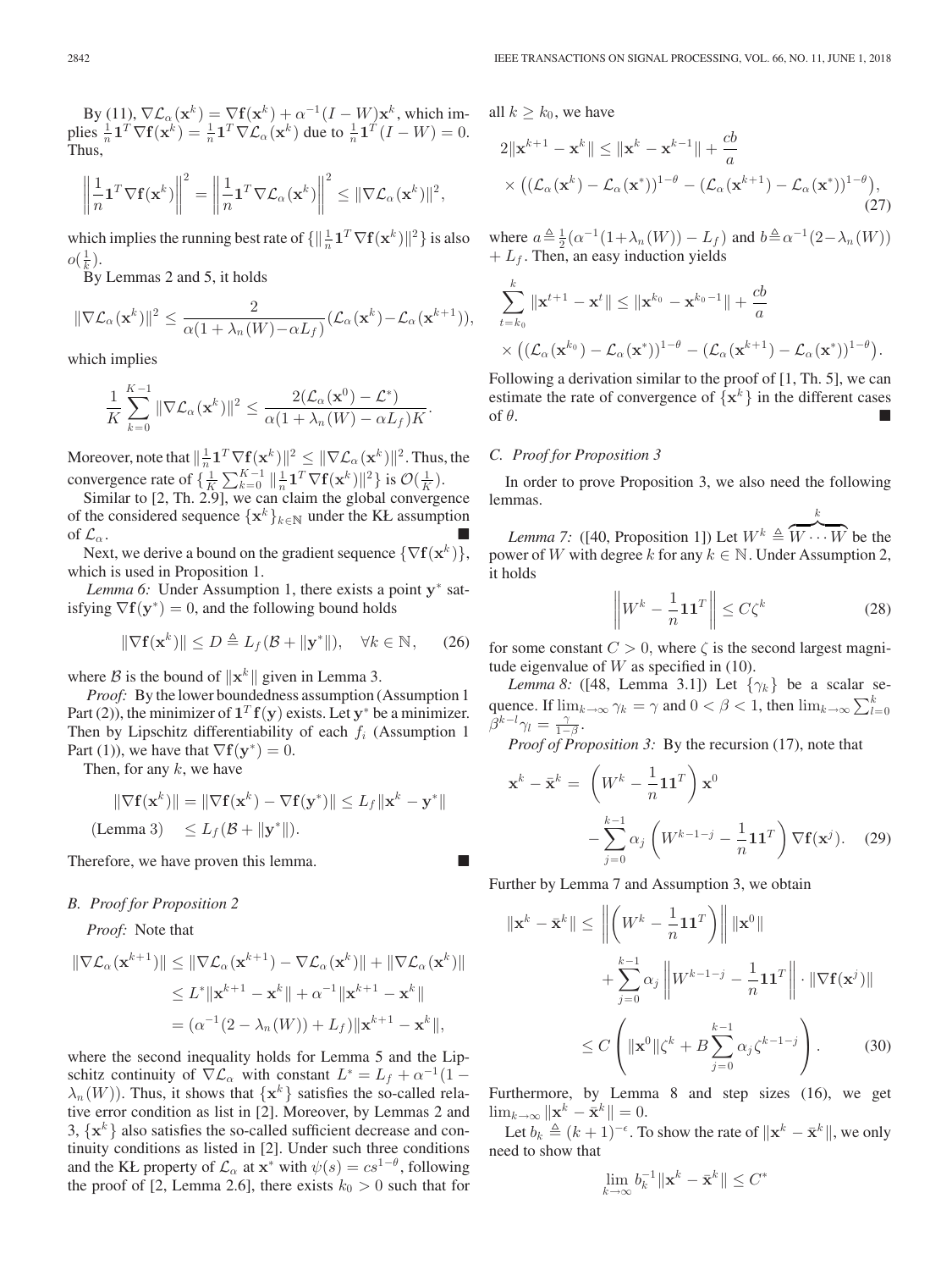By (11), $\nabla \mathcal{L}_\alpha(\mathbf{x}^k) = \nabla \mathbf{f}(\mathbf{x}^k) + \alpha^{-1}(I-W)\mathbf{x}^k$, which implies $\frac{1}{n}\mathbf{1}^T\nabla \mathbf{f}(\mathbf{x}^k) = \frac{1}{n}\mathbf{1}^T \nabla \mathcal{L}_\alpha(\mathbf{x}^k)$ due to $\frac{1}{n}\mathbf{1}^T(I-W) = 0$. Thus,

$$\left\|\frac{1}{n}\mathbf{1}^T\nabla \mathbf{f}(\mathbf{x}^k)\right\|^2 = \left\|\frac{1}{n}\mathbf{1}^T\nabla \mathcal{L}_\alpha(\mathbf{x}^k)\right\|^2 \le \|\nabla \mathcal{L}_\alpha(\mathbf{x}^k)\|^2,$$

which implies the running best rate of $\{\|\frac{1}{n}\mathbf{1}^T\nabla \mathbf{f}(\mathbf{x}^k)\|^2\}$ is also $o(\frac{1}{k})$.

By Lemmas 2 and 5, it holds

$$\|\nabla \mathcal{L}_\alpha(\mathbf{x}^k)\|^2 \le \frac{2}{\alpha(1+\lambda_n(W) - \alpha L_f)}(\mathcal{L}_\alpha(\mathbf{x}^k) - \mathcal{L}_\alpha(\mathbf{x}^{k+1})),$$

which implies

$$\frac{1}{K}\sum_{k=0}^{K-1}\|\nabla \mathcal{L}_\alpha(\mathbf{x}^k)\|^2 \le \frac{2(\mathcal{L}_\alpha(\mathbf{x}^0) - \mathcal{L}^*)}{\alpha(1+\lambda_n(W)-\alpha L_f)K}.$$

Moreover, note that $\|\frac{1}{n}\mathbf{1}^T\nabla\mathbf{f}(\mathbf{x}^k)\|^2 \le \|\nabla\mathcal{L}_\alpha(\mathbf{x}^k)\|^2$. Thus, the convergence rate of $\{\frac{1}{K}\sum_{k=0}^{K-1}\|\frac{1}{n}\mathbf{1}^T\nabla\mathbf{f}(\mathbf{x}^k)\|^2\}$ is $\mathcal{O}(\frac{1}{K})$.

Similar to [2, Th. 2.9], we can claim the global convergence of the considered sequence $\{\mathbf{x}^k\}_{k\in\mathbb{N}}$ under the KŁ assumption of $\mathcal{L}_\alpha$. ∎

Next, we derive a bound on the gradient sequence $\{\nabla \mathbf{f}(\mathbf{x}^k)\}$, which is used in Proposition 1.

*Lemma 6:* Under Assumption 1, there exists a point $\mathbf{y}^*$ satisfying $\nabla\mathbf{f}(\mathbf{y}^*) = 0$, and the following bound holds

$$\|\nabla \mathbf{f}(\mathbf{x}^k)\| \le D \triangleq L_f(\mathcal{B} + \|\mathbf{y}^*\|), \quad \forall k \in \mathbb{N}, \tag{26}$$

where $\mathcal{B}$ is the bound of $\|\mathbf{x}^k\|$ given in Lemma 3.

*Proof:* By the lower boundedness assumption (Assumption 1 Part (2)), the minimizer of $\mathbf{1}^T\mathbf{f}(\mathbf{y})$ exists. Let $\mathbf{y}^*$ be a minimizer. Then by Lipschitz differentiability of each $f_i$ (Assumption 1 Part (1)), we have that $\nabla\mathbf{f}(\mathbf{y}^*) = 0$.

Then, for any $k$, we have

$$\begin{aligned}\|\nabla\mathbf{f}(\mathbf{x}^k)\| &= \|\nabla\mathbf{f}(\mathbf{x}^k) - \nabla\mathbf{f}(\mathbf{y}^*)\| \le L_f\|\mathbf{x}^k - \mathbf{y}^*\| \\ \text{(Lemma 3)} \quad &\le L_f(\mathcal{B} + \|\mathbf{y}^*\|).\end{aligned}$$

Therefore, we have proven this lemma. ∎

### B. Proof for Proposition 2

*Proof:* Note that

$$\begin{aligned}\|\nabla\mathcal{L}_\alpha(\mathbf{x}^{k+1})\| &\le \|\nabla\mathcal{L}_\alpha(\mathbf{x}^{k+1}) - \nabla\mathcal{L}_\alpha(\mathbf{x}^k)\| + \|\nabla\mathcal{L}_\alpha(\mathbf{x}^k)\| \\ &\le L^*\|\mathbf{x}^{k+1}-\mathbf{x}^k\| + \alpha^{-1}\|\mathbf{x}^{k+1}-\mathbf{x}^k\| \\ &= (\alpha^{-1}(2-\lambda_n(W)) + L_f)\|\mathbf{x}^{k+1}-\mathbf{x}^k\|,\end{aligned}$$

where the second inequality holds for Lemma 5 and the Lipschitz continuity of $\nabla\mathcal{L}_\alpha$ with constant $L^* = L_f + \alpha^{-1}(1-\lambda_n(W))$. Thus, it shows that $\{\mathbf{x}^k\}$ satisfies the so-called relative error condition as list in [2]. Moreover, by Lemmas 2 and 3, $\{\mathbf{x}^k\}$ also satisfies the so-called sufficient decrease and continuity conditions as listed in [2]. Under such three conditions and the KŁ property of $\mathcal{L}_\alpha$ at $\mathbf{x}^*$ with $\psi(s) = cs^{1-\theta}$, following the proof of [2, Lemma 2.6], there exists $k_0 > 0$ such that for all $k \ge k_0$, we have

$$\begin{aligned}2\|\mathbf{x}^{k+1}-\mathbf{x}^k\| &\le \|\mathbf{x}^k - \mathbf{x}^{k-1}\| + \frac{cb}{a} \\ &\times\left((\mathcal{L}_\alpha(\mathbf{x}^k) - \mathcal{L}_\alpha(\mathbf{x}^*))^{1-\theta} - (\mathcal{L}_\alpha(\mathbf{x}^{k+1}) - \mathcal{L}_\alpha(\mathbf{x}^*))^{1-\theta}\right),\end{aligned} \tag{27}$$

where $a \triangleq \frac{1}{2}(\alpha^{-1}(1+\lambda_n(W)) - L_f)$ and $b \triangleq \alpha^{-1}(2-\lambda_n(W)) + L_f$. Then, an easy induction yields

$$\begin{aligned}\sum_{t=k_0}^{k}\|\mathbf{x}^{t+1}-\mathbf{x}^t\| &\le \|\mathbf{x}^{k_0} - \mathbf{x}^{k_0-1}\| + \frac{cb}{a} \\ &\times\left((\mathcal{L}_\alpha(\mathbf{x}^{k_0}) - \mathcal{L}_\alpha(\mathbf{x}^*))^{1-\theta} - (\mathcal{L}_\alpha(\mathbf{x}^{k+1}) - \mathcal{L}_\alpha(\mathbf{x}^*))^{1-\theta}\right).\end{aligned}$$

Following a derivation similar to the proof of [1, Th. 5], we can estimate the rate of convergence of $\{\mathbf{x}^k\}$ in the different cases of $\theta$. ∎

### C. Proof for Proposition 3

In order to prove Proposition 3, we also need the following lemmas.

*Lemma 7:* ([40, Proposition 1]) Let $W^k \triangleq \overbrace{W\cdots W}^{k}$ be the power of $W$ with degree $k$ for any $k \in \mathbb{N}$. Under Assumption 2, it holds

$$\left\|W^k - \frac{1}{n}\mathbf{1}\mathbf{1}^T\right\| \le C\zeta^k \tag{28}$$

for some constant $C > 0$, where $\zeta$ is the second largest magnitude eigenvalue of $W$ as specified in (10).

*Lemma 8:* ([48, Lemma 3.1]) Let $\{\gamma_k\}$ be a scalar sequence. If $\lim_{k\to\infty}\gamma_k = \gamma$ and $0 < \beta < 1$, then $\lim_{k\to\infty}\sum_{l=0}^{k}\beta^{k-l}\gamma_l = \frac{\gamma}{1-\beta}$.

*Proof of Proposition 3:* By the recursion (17), note that

$$\mathbf{x}^k - \bar{\mathbf{x}}^k = \left(W^k - \frac{1}{n}\mathbf{1}\mathbf{1}^T\right)\mathbf{x}^0 - \sum_{j=0}^{k-1}\alpha_j\left(W^{k-1-j} - \frac{1}{n}\mathbf{1}\mathbf{1}^T\right)\nabla\mathbf{f}(\mathbf{x}^j). \tag{29}$$

Further by Lemma 7 and Assumption 3, we obtain

$$\begin{aligned}\|\mathbf{x}^k - \bar{\mathbf{x}}^k\| &\le \left\|\left(W^k - \frac{1}{n}\mathbf{1}\mathbf{1}^T\right)\right\|\|\mathbf{x}^0\| \\ &+ \sum_{j=0}^{k-1}\alpha_j\left\|W^{k-1-j} - \frac{1}{n}\mathbf{1}\mathbf{1}^T\right\|\cdot\|\nabla\mathbf{f}(\mathbf{x}^j)\| \\ &\le C\left(\|\mathbf{x}^0\|\zeta^k + B\sum_{j=0}^{k-1}\alpha_j\zeta^{k-1-j}\right).\end{aligned} \tag{30}$$

Furthermore, by Lemma 8 and step sizes (16), we get $\lim_{k\to\infty}\|\mathbf{x}^k - \bar{\mathbf{x}}^k\| = 0$.

Let $b_k \triangleq (k+1)^{-\epsilon}$. To show the rate of $\|\mathbf{x}^k - \bar{\mathbf{x}}^k\|$, we only need to show that

$$\lim_{k\to\infty} b_k^{-1}\|\mathbf{x}^k - \bar{\mathbf{x}}^k\| \le C^*$$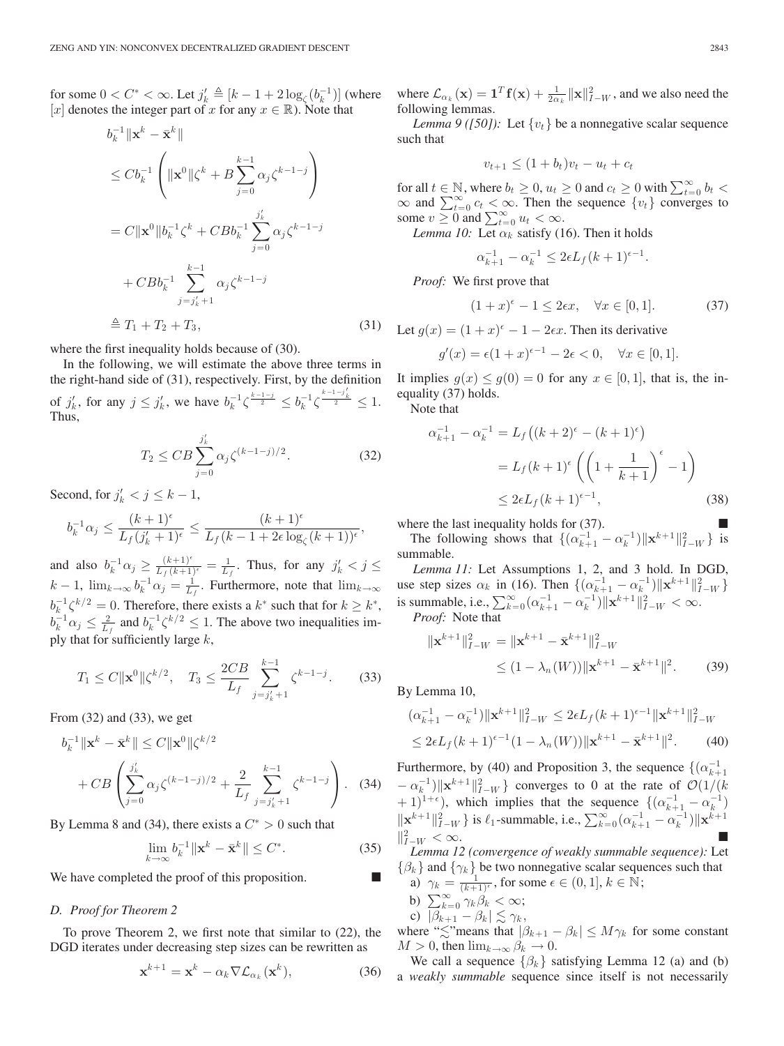for some $0 < C^* < \infty$. Let $j_k' \triangleq [k - 1 + 2\log_\zeta(b_k^{-1})]$ (where $[x]$ denotes the integer part of $x$ for any $x \in \mathbb{R}$). Note that

$$
\begin{aligned}
& b_k^{-1}\|\mathbf{x}^k - \bar{\mathbf{x}}^k\| \\
&\leq C b_k^{-1}\left(\|\mathbf{x}^0\|\zeta^k + B\sum_{j=0}^{k-1}\alpha_j \zeta^{k-1-j}\right) \\
&= C\|\mathbf{x}^0\| b_k^{-1}\zeta^k + CBb_k^{-1}\sum_{j=0}^{j_k'}\alpha_j\zeta^{k-1-j} \\
&\quad + CBb_k^{-1}\sum_{j=j_k'+1}^{k-1}\alpha_j\zeta^{k-1-j} \\
&\triangleq T_1 + T_2 + T_3, \qquad (31)
\end{aligned}
$$

where the first inequality holds because of (30).

In the following, we will estimate the above three terms in the right-hand side of (31), respectively. First, by the definition of $j_k'$, for any $j \leq j_k'$, we have $b_k^{-1}\zeta^{\frac{k-1-j}{2}} \leq b_k^{-1}\zeta^{\frac{k-1-j_k'}{2}} \leq 1$. Thus,

$$
T_2 \leq CB\sum_{j=0}^{j_k'}\alpha_j\zeta^{(k-1-j)/2}. \qquad (32)
$$

Second, for $j_k' < j \leq k-1$,

$$
b_k^{-1}\alpha_j \leq \frac{(k+1)^\epsilon}{L_f(j_k'+1)^\epsilon} \leq \frac{(k+1)^\epsilon}{L_f(k-1+2\epsilon\log_\zeta(k+1))^\epsilon},
$$

and also $b_k^{-1}\alpha_j \geq \frac{(k+1)^\epsilon}{L_f(k+1)^\epsilon} = \frac{1}{L_f}$. Thus, for any $j_k' < j \leq k-1$, $\lim_{k\to\infty} b_k^{-1}\alpha_j = \frac{1}{L_f}$. Furthermore, note that $\lim_{k\to\infty} b_k^{-1}\zeta^{k/2} = 0$. Therefore, there exists a $k^*$ such that for $k \geq k^*$, $b_k^{-1}\alpha_j \leq \frac{2}{L_f}$ and $b_k^{-1}\zeta^{k/2} \leq 1$. The above two inequalities imply that for sufficiently large $k$,

$$
T_1 \leq C\|\mathbf{x}^0\|\zeta^{k/2}, \quad T_3 \leq \frac{2CB}{L_f}\sum_{j=j_k'+1}^{k-1}\zeta^{k-1-j}. \qquad (33)
$$

From (32) and (33), we get

$$
\begin{aligned}
b_k^{-1}\|\mathbf{x}^k - \bar{\mathbf{x}}^k\| &\leq C\|\mathbf{x}^0\|\zeta^{k/2} \\
&+ CB\left(\sum_{j=0}^{j_k'}\alpha_j\zeta^{(k-1-j)/2} + \frac{2}{L_f}\sum_{j=j_k'+1}^{k-1}\zeta^{k-1-j}\right). \qquad (34)
\end{aligned}
$$

By Lemma 8 and (34), there exists a $C^* > 0$ such that

$$
\lim_{k\to\infty} b_k^{-1}\|\mathbf{x}^k - \bar{\mathbf{x}}^k\| \leq C^*. \qquad (35)
$$

We have completed the proof of this proposition. ∎

### D. Proof for Theorem 2

To prove Theorem 2, we first note that similar to (22), the DGD iterates under decreasing step sizes can be rewritten as

$$
\mathbf{x}^{k+1} = \mathbf{x}^k - \alpha_k\nabla\mathcal{L}_{\alpha_k}(\mathbf{x}^k), \qquad (36)
$$

where $\mathcal{L}_{\alpha_k}(\mathbf{x}) = \mathbf{1}^T\mathbf{f}(\mathbf{x}) + \frac{1}{2\alpha_k}\|\mathbf{x}\|_{I-W}^2$, and we also need the following lemmas.

*Lemma 9 ([50]):* Let $\{v_t\}$ be a nonnegative scalar sequence such that

$$
v_{t+1} \leq (1+b_t)v_t - u_t + c_t
$$

for all $t \in \mathbb{N}$, where $b_t \geq 0$, $u_t \geq 0$ and $c_t \geq 0$ with $\sum_{t=0}^\infty b_t < \infty$ and $\sum_{t=0}^\infty c_t < \infty$. Then the sequence $\{v_t\}$ converges to some $v \geq 0$ and $\sum_{t=0}^\infty u_t < \infty$.

*Lemma 10:* Let $\alpha_k$ satisfy (16). Then it holds

$$
\alpha_{k+1}^{-1} - \alpha_k^{-1} \leq 2\epsilon L_f(k+1)^{\epsilon-1}.
$$

*Proof:* We first prove that

$$
(1+x)^\epsilon - 1 \leq 2\epsilon x, \quad \forall x \in [0,1]. \qquad (37)
$$

Let $g(x) = (1+x)^\epsilon - 1 - 2\epsilon x$. Then its derivative

$$
g'(x) = \epsilon(1+x)^{\epsilon-1} - 2\epsilon < 0, \quad \forall x \in [0,1].
$$

It implies $g(x) \leq g(0) = 0$ for any $x \in [0,1]$, that is, the inequality (37) holds.

Note that

$$
\begin{aligned}
\alpha_{k+1}^{-1} - \alpha_k^{-1} &= L_f\left((k+2)^\epsilon - (k+1)^\epsilon\right) \\
&= L_f(k+1)^\epsilon\left(\left(1+\frac{1}{k+1}\right)^\epsilon - 1\right) \\
&\leq 2\epsilon L_f(k+1)^{\epsilon-1}, \qquad (38)
\end{aligned}
$$

where the last inequality holds for (37). ∎

The following shows that $\{(\alpha_{k+1}^{-1} - \alpha_k^{-1})\|\mathbf{x}^{k+1}\|_{I-W}^2\}$ is summable.

*Lemma 11:* Let Assumptions 1, 2, and 3 hold. In DGD, use step sizes $\alpha_k$ in (16). Then $\{(\alpha_{k+1}^{-1} - \alpha_k^{-1})\|\mathbf{x}^{k+1}\|_{I-W}^2\}$ is summable, i.e., $\sum_{k=0}^\infty(\alpha_{k+1}^{-1} - \alpha_k^{-1})\|\mathbf{x}^{k+1}\|_{I-W}^2 < \infty$.

*Proof:* Note that

$$
\begin{aligned}
\|\mathbf{x}^{k+1}\|_{I-W}^2 &= \|\mathbf{x}^{k+1} - \bar{\mathbf{x}}^{k+1}\|_{I-W}^2 \\
&\leq (1-\lambda_n(W))\|\mathbf{x}^{k+1} - \bar{\mathbf{x}}^{k+1}\|^2. \qquad (39)
\end{aligned}
$$

By Lemma 10,

$$
\begin{aligned}
(\alpha_{k+1}^{-1} - \alpha_k^{-1})\|\mathbf{x}^{k+1}\|_{I-W}^2 &\leq 2\epsilon L_f(k+1)^{\epsilon-1}\|\mathbf{x}^{k+1}\|_{I-W}^2 \\
&\leq 2\epsilon L_f(k+1)^{\epsilon-1}(1-\lambda_n(W))\|\mathbf{x}^{k+1} - \bar{\mathbf{x}}^{k+1}\|^2. \qquad (40)
\end{aligned}
$$

Furthermore, by (40) and Proposition 3, the sequence $\{(\alpha_{k+1}^{-1} - \alpha_k^{-1})\|\mathbf{x}^{k+1}\|_{I-W}^2\}$ converges to 0 at the rate of $\mathcal{O}(1/(k+1)^{1+\epsilon})$, which implies that the sequence $\{(\alpha_{k+1}^{-1} - \alpha_k^{-1})\|\mathbf{x}^{k+1}\|_{I-W}^2\}$ is $\ell_1$-summable, i.e., $\sum_{k=0}^\infty(\alpha_{k+1}^{-1} - \alpha_k^{-1})\|\mathbf{x}^{k+1}\|_{I-W}^2 < \infty$. ∎

*Lemma 12 (convergence of weakly summable sequence):* Let $\{\beta_k\}$ and $\{\gamma_k\}$ be two nonnegative scalar sequences such that

a) $\gamma_k = \frac{1}{(k+1)^\epsilon}$, for some $\epsilon \in (0,1]$, $k \in \mathbb{N}$;

b) $\sum_{k=0}^\infty \gamma_k\beta_k < \infty$;

c) $|\beta_{k+1} - \beta_k| \lesssim \gamma_k$,

where "$\lesssim$"means that $|\beta_{k+1} - \beta_k| \leq M\gamma_k$ for some constant $M > 0$, then $\lim_{k\to\infty}\beta_k \to 0$.

We call a sequence $\{\beta_k\}$ satisfying Lemma 12 (a) and (b) a *weakly summable* sequence since itself is not necessarily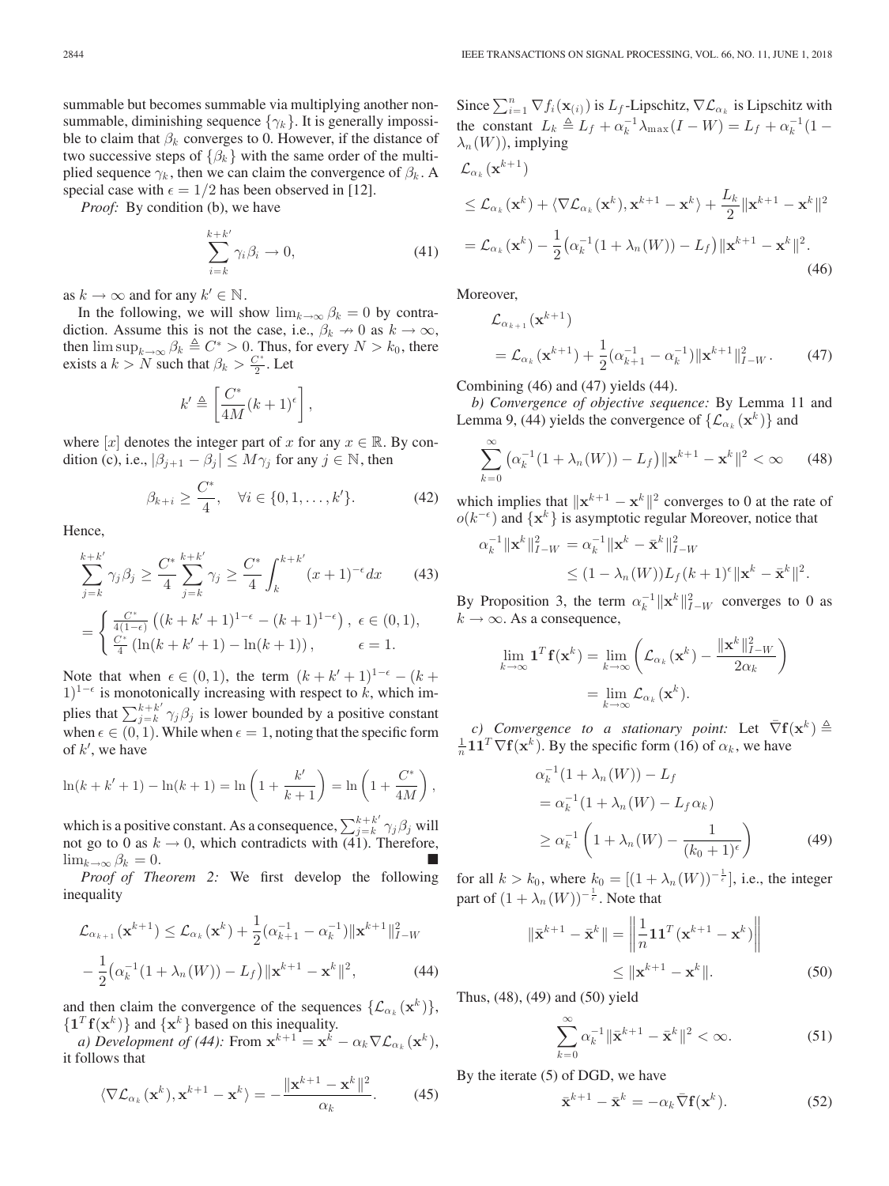summable but becomes summable via multiplying another non-summable, diminishing sequence $\{\gamma_k\}$. It is generally impossible to claim that $\beta_k$ converges to 0. However, if the distance of two successive steps of $\{\beta_k\}$ with the same order of the multiplied sequence $\gamma_k$, then we can claim the convergence of $\beta_k$. A special case with $\epsilon = 1/2$ has been observed in [12].

*Proof:* By condition (b), we have

$$\sum_{i=k}^{k+k'} \gamma_i \beta_i \to 0, \tag{41}$$

as $k \to \infty$ and for any $k' \in \mathbb{N}$.

In the following, we will show $\lim_{k\to\infty} \beta_k = 0$ by contradiction. Assume this is not the case, i.e., $\beta_k \nrightarrow 0$ as $k \to \infty$, then $\limsup_{k\to\infty} \beta_k \triangleq C^* > 0$. Thus, for every $N > k_0$, there exists a $k > N$ such that $\beta_k > \frac{C^*}{2}$. Let

$$k' \triangleq \left[\frac{C^*}{4M}(k+1)^{\epsilon}\right],$$

where $[x]$ denotes the integer part of $x$ for any $x \in \mathbb{R}$. By condition (c), i.e., $|\beta_{j+1} - \beta_j| \le M\gamma_j$ for any $j \in \mathbb{N}$, then

$$\beta_{k+i} \ge \frac{C^*}{4}, \quad \forall i \in \{0, 1, \ldots, k'\}. \tag{42}$$

Hence,

$$\sum_{j=k}^{k+k'} \gamma_j \beta_j \ge \frac{C^*}{4} \sum_{j=k}^{k+k'} \gamma_j \ge \frac{C^*}{4} \int_k^{k+k'} (x+1)^{-\epsilon} dx \tag{43}$$

$$= \begin{cases} \frac{C^*}{4(1-\epsilon)}\left((k+k'+1)^{1-\epsilon} - (k+1)^{1-\epsilon}\right), & \epsilon \in (0,1), \\ \frac{C^*}{4}\left(\ln(k+k'+1) - \ln(k+1)\right), & \epsilon = 1. \end{cases}$$

Note that when $\epsilon \in (0,1)$, the term $(k+k'+1)^{1-\epsilon} - (k+1)^{1-\epsilon}$ is monotonically increasing with respect to $k$, which implies that $\sum_{j=k}^{k+k'} \gamma_j \beta_j$ is lower bounded by a positive constant when $\epsilon \in (0,1)$. While when $\epsilon = 1$, noting that the specific form of $k'$, we have

$$\ln(k+k'+1) - \ln(k+1) = \ln\left(1 + \frac{k'}{k+1}\right) = \ln\left(1 + \frac{C^*}{4M}\right),$$

which is a positive constant. As a consequence, $\sum_{j=k}^{k+k'} \gamma_j \beta_j$ will not go to 0 as $k \to 0$, which contradicts with (41). Therefore, $\lim_{k\to\infty} \beta_k = 0$. ∎

*Proof of Theorem 2:* We first develop the following inequality

$$\mathcal{L}_{\alpha_{k+1}}(\mathbf{x}^{k+1}) \le \mathcal{L}_{\alpha_k}(\mathbf{x}^k) + \frac{1}{2}(\alpha_{k+1}^{-1} - \alpha_k^{-1})\|\mathbf{x}^{k+1}\|_{I-W}^2$$
$$- \frac{1}{2}\big(\alpha_k^{-1}(1 + \lambda_n(W)) - L_f\big)\|\mathbf{x}^{k+1} - \mathbf{x}^k\|^2, \tag{44}$$

and then claim the convergence of the sequences $\{\mathcal{L}_{\alpha_k}(\mathbf{x}^k)\}$, $\{\mathbf{1}^T\mathbf{f}(\mathbf{x}^k)\}$ and $\{\mathbf{x}^k\}$ based on this inequality.

*a) Development of (44):* From $\mathbf{x}^{k+1} = \mathbf{x}^k - \alpha_k \nabla \mathcal{L}_{\alpha_k}(\mathbf{x}^k)$, it follows that

$$\langle \nabla \mathcal{L}_{\alpha_k}(\mathbf{x}^k), \mathbf{x}^{k+1} - \mathbf{x}^k\rangle = -\frac{\|\mathbf{x}^{k+1} - \mathbf{x}^k\|^2}{\alpha_k}. \tag{45}$$

Since $\sum_{i=1}^n \nabla f_i(\mathbf{x}_{(i)})$ is $L_f$-Lipschitz, $\nabla \mathcal{L}_{\alpha_k}$ is Lipschitz with the constant $L_k \triangleq L_f + \alpha_k^{-1}\lambda_{\max}(I - W) = L_f + \alpha_k^{-1}(1 - \lambda_n(W))$, implying

$$\mathcal{L}_{\alpha_k}(\mathbf{x}^{k+1})$$
$$\le \mathcal{L}_{\alpha_k}(\mathbf{x}^k) + \langle \nabla \mathcal{L}_{\alpha_k}(\mathbf{x}^k), \mathbf{x}^{k+1} - \mathbf{x}^k\rangle + \frac{L_k}{2}\|\mathbf{x}^{k+1} - \mathbf{x}^k\|^2$$
$$= \mathcal{L}_{\alpha_k}(\mathbf{x}^k) - \frac{1}{2}\big(\alpha_k^{-1}(1 + \lambda_n(W)) - L_f\big)\|\mathbf{x}^{k+1} - \mathbf{x}^k\|^2. \tag{46}$$

Moreover,

$$\mathcal{L}_{\alpha_{k+1}}(\mathbf{x}^{k+1})$$
$$= \mathcal{L}_{\alpha_k}(\mathbf{x}^{k+1}) + \frac{1}{2}(\alpha_{k+1}^{-1} - \alpha_k^{-1})\|\mathbf{x}^{k+1}\|_{I-W}^2. \tag{47}$$

Combining (46) and (47) yields (44).

*b) Convergence of objective sequence:* By Lemma 11 and Lemma 9, (44) yields the convergence of $\{\mathcal{L}_{\alpha_k}(\mathbf{x}^k)\}$ and

$$\sum_{k=0}^{\infty} \big(\alpha_k^{-1}(1 + \lambda_n(W)) - L_f\big)\|\mathbf{x}^{k+1} - \mathbf{x}^k\|^2 < \infty \tag{48}$$

which implies that $\|\mathbf{x}^{k+1} - \mathbf{x}^k\|^2$ converges to 0 at the rate of $o(k^{-\epsilon})$ and $\{\mathbf{x}^k\}$ is asymptotic regular Moreover, notice that

$$\alpha_k^{-1}\|\mathbf{x}^k\|_{I-W}^2 = \alpha_k^{-1}\|\mathbf{x}^k - \bar{\mathbf{x}}^k\|_{I-W}^2$$
$$\le (1 - \lambda_n(W))L_f(k+1)^{\epsilon}\|\mathbf{x}^k - \bar{\mathbf{x}}^k\|^2.$$

By Proposition 3, the term $\alpha_k^{-1}\|\mathbf{x}^k\|_{I-W}^2$ converges to 0 as $k \to \infty$. As a consequence,

$$\lim_{k\to\infty} \mathbf{1}^T\mathbf{f}(\mathbf{x}^k) = \lim_{k\to\infty}\left(\mathcal{L}_{\alpha_k}(\mathbf{x}^k) - \frac{\|\mathbf{x}^k\|_{I-W}^2}{2\alpha_k}\right)$$
$$= \lim_{k\to\infty} \mathcal{L}_{\alpha_k}(\mathbf{x}^k).$$

*c) Convergence to a stationary point:* Let $\bar{\nabla}\mathbf{f}(\mathbf{x}^k) \triangleq \frac{1}{n}\mathbf{1}\mathbf{1}^T\nabla\mathbf{f}(\mathbf{x}^k)$. By the specific form (16) of $\alpha_k$, we have

$$\alpha_k^{-1}(1 + \lambda_n(W)) - L_f$$
$$= \alpha_k^{-1}(1 + \lambda_n(W) - L_f\alpha_k)$$
$$\ge \alpha_k^{-1}\left(1 + \lambda_n(W) - \frac{1}{(k_0+1)^{\epsilon}}\right) \tag{49}$$

for all $k > k_0$, where $k_0 = [(1 + \lambda_n(W))^{-\frac{1}{\epsilon}}]$, i.e., the integer part of $(1 + \lambda_n(W))^{-\frac{1}{\epsilon}}$. Note that

$$\|\bar{\mathbf{x}}^{k+1} - \bar{\mathbf{x}}^k\| = \left\|\frac{1}{n}\mathbf{1}\mathbf{1}^T(\mathbf{x}^{k+1} - \mathbf{x}^k)\right\|$$
$$\le \|\mathbf{x}^{k+1} - \mathbf{x}^k\|. \tag{50}$$

Thus, (48), (49) and (50) yield

$$\sum_{k=0}^{\infty} \alpha_k^{-1}\|\bar{\mathbf{x}}^{k+1} - \bar{\mathbf{x}}^k\|^2 < \infty. \tag{51}$$

By the iterate (5) of DGD, we have

$$\bar{\mathbf{x}}^{k+1} - \bar{\mathbf{x}}^k = -\alpha_k\bar{\nabla}\mathbf{f}(\mathbf{x}^k). \tag{52}$$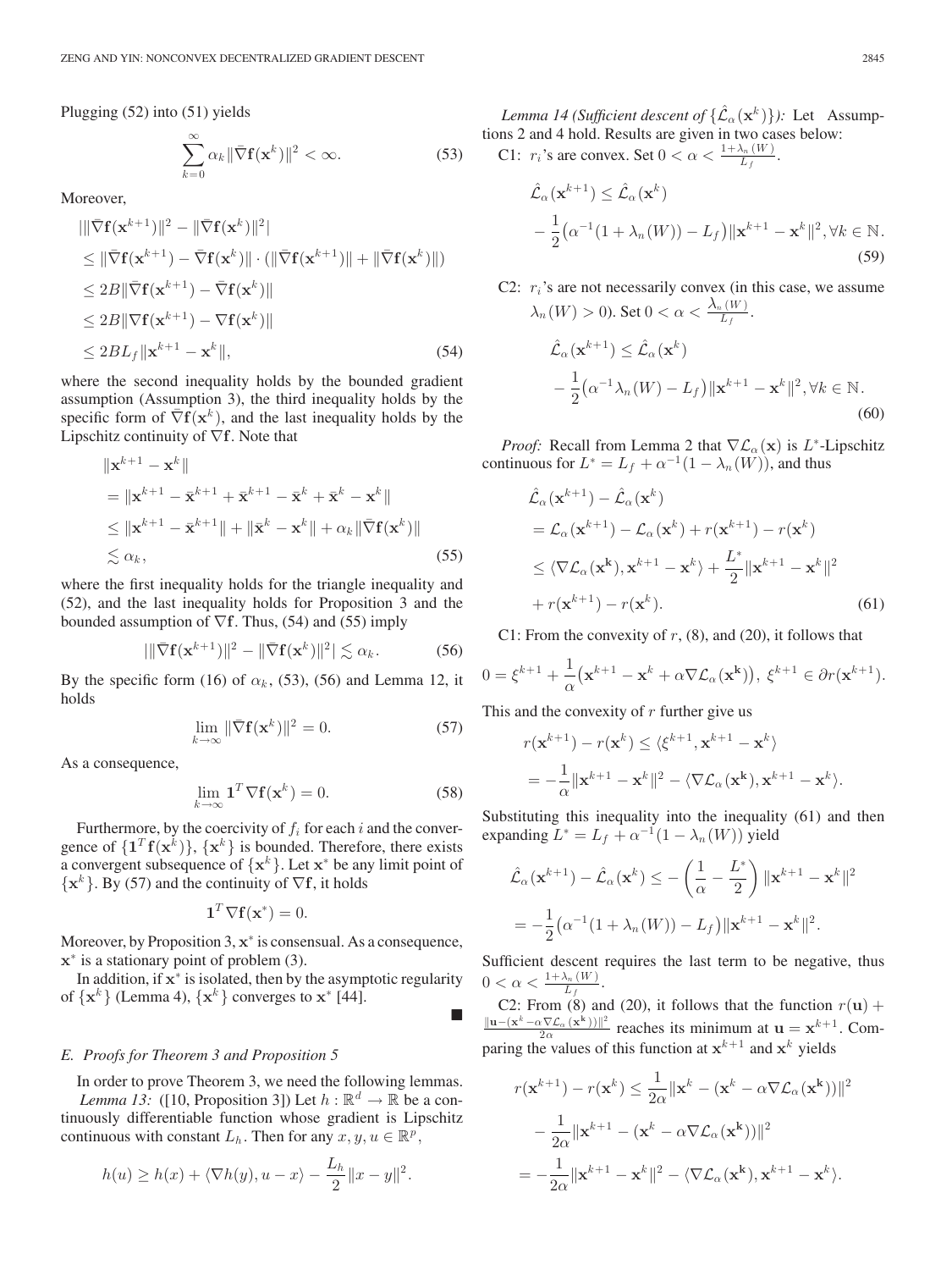Plugging (52) into (51) yields

$$\sum_{k=0}^{\infty} \alpha_k \|\bar{\nabla}\mathbf{f}(\mathbf{x}^k)\|^2 < \infty. \tag{53}$$

Moreover,

$$\begin{aligned}
&|\|\bar{\nabla}\mathbf{f}(\mathbf{x}^{k+1})\|^2 - \|\bar{\nabla}\mathbf{f}(\mathbf{x}^k)\|^2| \\
&\leq \|\bar{\nabla}\mathbf{f}(\mathbf{x}^{k+1}) - \bar{\nabla}\mathbf{f}(\mathbf{x}^k)\| \cdot (\|\bar{\nabla}\mathbf{f}(\mathbf{x}^{k+1})\| + \|\bar{\nabla}\mathbf{f}(\mathbf{x}^k)\|) \\
&\leq 2B\|\bar{\nabla}\mathbf{f}(\mathbf{x}^{k+1}) - \bar{\nabla}\mathbf{f}(\mathbf{x}^k)\| \\
&\leq 2B\|\nabla\mathbf{f}(\mathbf{x}^{k+1}) - \nabla\mathbf{f}(\mathbf{x}^k)\| \\
&\leq 2BL_f\|\mathbf{x}^{k+1} - \mathbf{x}^k\|,
\end{aligned} \tag{54}$$

where the second inequality holds by the bounded gradient assumption (Assumption 3), the third inequality holds by the specific form of $\bar{\nabla}\mathbf{f}(\mathbf{x}^k)$, and the last inequality holds by the Lipschitz continuity of $\nabla\mathbf{f}$. Note that

$$\begin{aligned}
&\|\mathbf{x}^{k+1} - \mathbf{x}^k\| \\
&= \|\mathbf{x}^{k+1} - \bar{\mathbf{x}}^{k+1} + \bar{\mathbf{x}}^{k+1} - \bar{\mathbf{x}}^k + \bar{\mathbf{x}}^k - \mathbf{x}^k\| \\
&\leq \|\mathbf{x}^{k+1} - \bar{\mathbf{x}}^{k+1}\| + \|\bar{\mathbf{x}}^k - \mathbf{x}^k\| + \alpha_k\|\bar{\nabla}\mathbf{f}(\mathbf{x}^k)\| \\
&\lesssim \alpha_k,
\end{aligned} \tag{55}$$

where the first inequality holds for the triangle inequality and (52), and the last inequality holds for Proposition 3 and the bounded assumption of $\nabla\mathbf{f}$. Thus, (54) and (55) imply

$$|\|\bar{\nabla}\mathbf{f}(\mathbf{x}^{k+1})\|^2 - \|\bar{\nabla}\mathbf{f}(\mathbf{x}^k)\|^2| \lesssim \alpha_k. \tag{56}$$

By the specific form (16) of $\alpha_k$, (53), (56) and Lemma 12, it holds

$$\lim_{k\to\infty} \|\bar{\nabla}\mathbf{f}(\mathbf{x}^k)\|^2 = 0. \tag{57}$$

As a consequence,

$$\lim_{k\to\infty} \mathbf{1}^T\nabla\mathbf{f}(\mathbf{x}^k) = 0. \tag{58}$$

Furthermore, by the coercivity of $f_i$ for each $i$ and the convergence of $\{\mathbf{1}^T\mathbf{f}(\mathbf{x}^k)\}$, $\{\mathbf{x}^k\}$ is bounded. Therefore, there exists a convergent subsequence of $\{\mathbf{x}^k\}$. Let $\mathbf{x}^*$ be any limit point of $\{\mathbf{x}^k\}$. By (57) and the continuity of $\nabla\mathbf{f}$, it holds

$$\mathbf{1}^T\nabla\mathbf{f}(\mathbf{x}^*) = 0.$$

Moreover, by Proposition 3, $\mathbf{x}^*$ is consensual. As a consequence, $\mathbf{x}^*$ is a stationary point of problem (3).

In addition, if $\mathbf{x}^*$ is isolated, then by the asymptotic regularity of $\{\mathbf{x}^k\}$ (Lemma 4), $\{\mathbf{x}^k\}$ converges to $\mathbf{x}^*$ [44]. ∎

### E. Proofs for Theorem 3 and Proposition 5

In order to prove Theorem 3, we need the following lemmas.

*Lemma 13:* ([10, Proposition 3]) Let $h : \mathbb{R}^d \to \mathbb{R}$ be a continuously differentiable function whose gradient is Lipschitz continuous with constant $L_h$. Then for any $x, y, u \in \mathbb{R}^p$,

$$h(u) \geq h(x) + \langle\nabla h(y), u - x\rangle - \frac{L_h}{2}\|x - y\|^2.$$

*Lemma 14 (Sufficient descent of $\{\hat{\mathcal{L}}_\alpha(\mathbf{x}^k)\}$):* Let Assumptions 2 and 4 hold. Results are given in two cases below:

C1: $r_i$'s are convex. Set $0 < \alpha < \frac{1+\lambda_n(W)}{L_f}$.

$$\hat{\mathcal{L}}_\alpha(\mathbf{x}^{k+1}) \leq \hat{\mathcal{L}}_\alpha(\mathbf{x}^k) - \frac{1}{2}\big(\alpha^{-1}(1 + \lambda_n(W)) - L_f\big)\|\mathbf{x}^{k+1} - \mathbf{x}^k\|^2, \forall k \in \mathbb{N}. \tag{59}$$

C2: $r_i$'s are not necessarily convex (in this case, we assume $\lambda_n(W) > 0$). Set $0 < \alpha < \frac{\lambda_n(W)}{L_f}$.

$$\hat{\mathcal{L}}_\alpha(\mathbf{x}^{k+1}) \leq \hat{\mathcal{L}}_\alpha(\mathbf{x}^k) - \frac{1}{2}\big(\alpha^{-1}\lambda_n(W) - L_f\big)\|\mathbf{x}^{k+1} - \mathbf{x}^k\|^2, \forall k \in \mathbb{N}. \tag{60}$$

*Proof:* Recall from Lemma 2 that $\nabla\mathcal{L}_\alpha(\mathbf{x})$ is $L^*$-Lipschitz continuous for $L^* = L_f + \alpha^{-1}(1 - \lambda_n(W))$, and thus

$$\begin{aligned}
&\hat{\mathcal{L}}_\alpha(\mathbf{x}^{k+1}) - \hat{\mathcal{L}}_\alpha(\mathbf{x}^k) \\
&= \mathcal{L}_\alpha(\mathbf{x}^{k+1}) - \mathcal{L}_\alpha(\mathbf{x}^k) + r(\mathbf{x}^{k+1}) - r(\mathbf{x}^k) \\
&\leq \langle\nabla\mathcal{L}_\alpha(\mathbf{x}^k), \mathbf{x}^{k+1} - \mathbf{x}^k\rangle + \frac{L^*}{2}\|\mathbf{x}^{k+1} - \mathbf{x}^k\|^2 \\
&\quad + r(\mathbf{x}^{k+1}) - r(\mathbf{x}^k).
\end{aligned} \tag{61}$$

C1: From the convexity of $r$, (8), and (20), it follows that

$$0 = \xi^{k+1} + \frac{1}{\alpha}\big(\mathbf{x}^{k+1} - \mathbf{x}^k + \alpha\nabla\mathcal{L}_\alpha(\mathbf{x}^k)\big),\ \xi^{k+1} \in \partial r(\mathbf{x}^{k+1}).$$

This and the convexity of $r$ further give us

$$\begin{aligned}
&r(\mathbf{x}^{k+1}) - r(\mathbf{x}^k) \leq \langle\xi^{k+1}, \mathbf{x}^{k+1} - \mathbf{x}^k\rangle \\
&= -\frac{1}{\alpha}\|\mathbf{x}^{k+1} - \mathbf{x}^k\|^2 - \langle\nabla\mathcal{L}_\alpha(\mathbf{x}^k), \mathbf{x}^{k+1} - \mathbf{x}^k\rangle.
\end{aligned}$$

Substituting this inequality into the inequality (61) and then expanding $L^* = L_f + \alpha^{-1}(1 - \lambda_n(W))$ yield

$$\begin{aligned}
\hat{\mathcal{L}}_\alpha(\mathbf{x}^{k+1}) - \hat{\mathcal{L}}_\alpha(\mathbf{x}^k) &\leq -\left(\frac{1}{\alpha} - \frac{L^*}{2}\right)\|\mathbf{x}^{k+1} - \mathbf{x}^k\|^2 \\
&= -\frac{1}{2}\big(\alpha^{-1}(1 + \lambda_n(W)) - L_f\big)\|\mathbf{x}^{k+1} - \mathbf{x}^k\|^2.
\end{aligned}$$

Sufficient descent requires the last term to be negative, thus $0 < \alpha < \frac{1+\lambda_n(W)}{L_f}$.

C2: From (8) and (20), it follows that the function $r(\mathbf{u}) + \frac{\|\mathbf{u} - (\mathbf{x}^k - \alpha\nabla\mathcal{L}_\alpha(\mathbf{x}^k))\|^2}{2\alpha}$ reaches its minimum at $\mathbf{u} = \mathbf{x}^{k+1}$. Comparing the values of this function at $\mathbf{x}^{k+1}$ and $\mathbf{x}^k$ yields

$$\begin{aligned}
r(\mathbf{x}^{k+1}) - r(\mathbf{x}^k) &\leq \frac{1}{2\alpha}\|\mathbf{x}^k - (\mathbf{x}^k - \alpha\nabla\mathcal{L}_\alpha(\mathbf{x}^k))\|^2 \\
&\quad - \frac{1}{2\alpha}\|\mathbf{x}^{k+1} - (\mathbf{x}^k - \alpha\nabla\mathcal{L}_\alpha(\mathbf{x}^k))\|^2 \\
&= -\frac{1}{2\alpha}\|\mathbf{x}^{k+1} - \mathbf{x}^k\|^2 - \langle\nabla\mathcal{L}_\alpha(\mathbf{x}^k), \mathbf{x}^{k+1} - \mathbf{x}^k\rangle.
\end{aligned}$$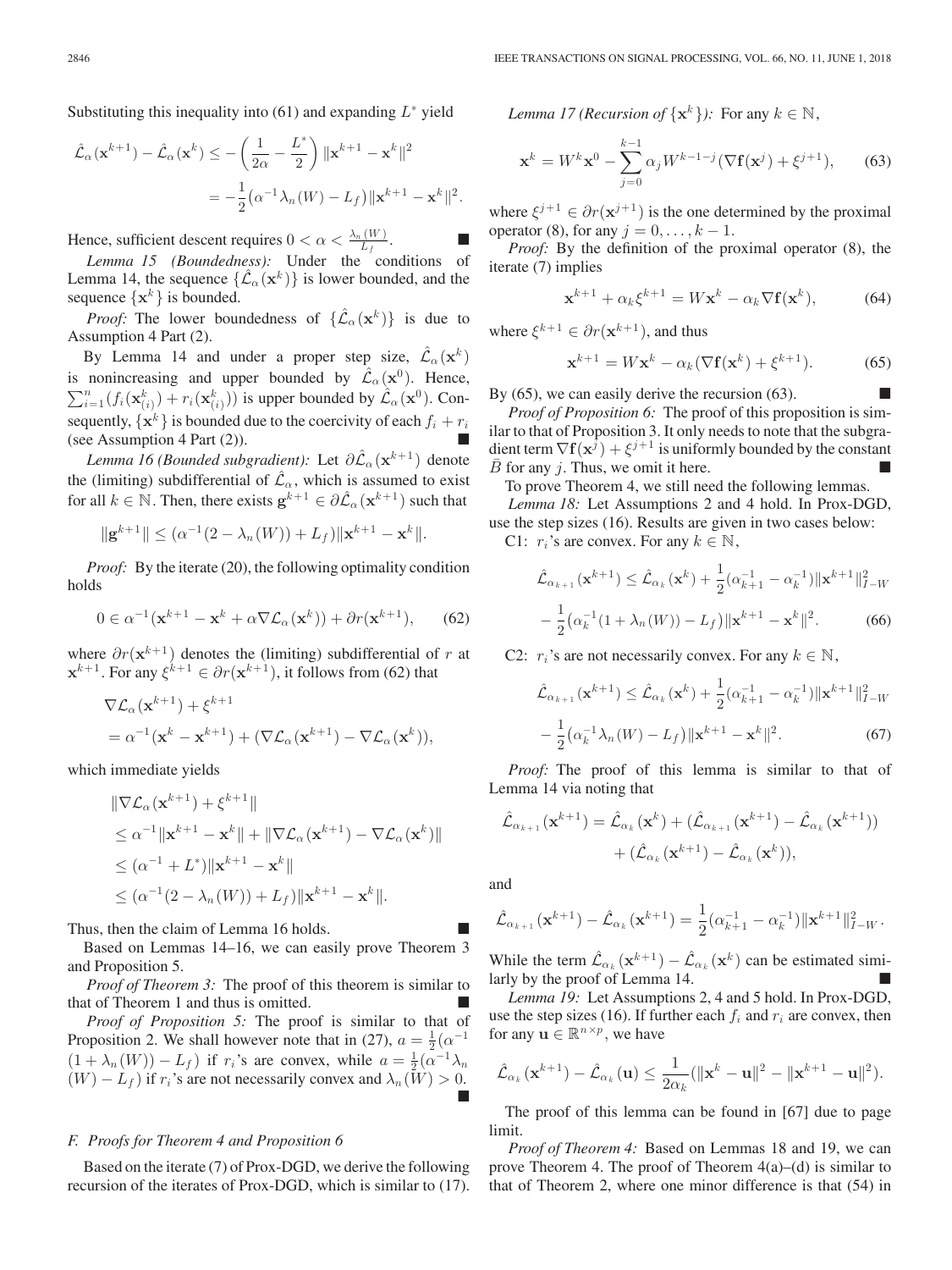Substituting this inequality into (61) and expanding $L^*$ yield

$$\hat{\mathcal{L}}_\alpha(\mathbf{x}^{k+1}) - \hat{\mathcal{L}}_\alpha(\mathbf{x}^k) \leq -\left(\frac{1}{2\alpha} - \frac{L^*}{2}\right)\|\mathbf{x}^{k+1} - \mathbf{x}^k\|^2$$
$$= -\frac{1}{2}\big(\alpha^{-1}\lambda_n(W) - L_f\big)\|\mathbf{x}^{k+1} - \mathbf{x}^k\|^2.$$

Hence, sufficient descent requires $0 < \alpha < \frac{\lambda_n(W)}{L_f}$. ∎

*Lemma 15 (Boundedness):* Under the conditions of Lemma 14, the sequence $\{\hat{\mathcal{L}}_\alpha(\mathbf{x}^k)\}$ is lower bounded, and the sequence $\{\mathbf{x}^k\}$ is bounded.

*Proof:* The lower boundedness of $\{\hat{\mathcal{L}}_\alpha(\mathbf{x}^k)\}$ is due to Assumption 4 Part (2).

By Lemma 14 and under a proper step size, $\hat{\mathcal{L}}_\alpha(\mathbf{x}^k)$ is nonincreasing and upper bounded by $\hat{\mathcal{L}}_\alpha(\mathbf{x}^0)$. Hence, $\sum_{i=1}^n (f_i(\mathbf{x}_{(i)}^k) + r_i(\mathbf{x}_{(i)}^k))$ is upper bounded by $\hat{\mathcal{L}}_\alpha(\mathbf{x}^0)$. Consequently, $\{\mathbf{x}^k\}$ is bounded due to the coercivity of each $f_i + r_i$ (see Assumption 4 Part (2)). ∎

*Lemma 16 (Bounded subgradient):* Let $\partial\hat{\mathcal{L}}_\alpha(\mathbf{x}^{k+1})$ denote the (limiting) subdifferential of $\hat{\mathcal{L}}_\alpha$, which is assumed to exist for all $k \in \mathbb{N}$. Then, there exists $\mathbf{g}^{k+1} \in \partial\hat{\mathcal{L}}_\alpha(\mathbf{x}^{k+1})$ such that

$$\|\mathbf{g}^{k+1}\| \leq (\alpha^{-1}(2 - \lambda_n(W)) + L_f)\|\mathbf{x}^{k+1} - \mathbf{x}^k\|.$$

*Proof:* By the iterate (20), the following optimality condition holds

$$0 \in \alpha^{-1}(\mathbf{x}^{k+1} - \mathbf{x}^k + \alpha\nabla\mathcal{L}_\alpha(\mathbf{x}^k)) + \partial r(\mathbf{x}^{k+1}), \tag{62}$$

where $\partial r(\mathbf{x}^{k+1})$ denotes the (limiting) subdifferential of $r$ at $\mathbf{x}^{k+1}$. For any $\xi^{k+1} \in \partial r(\mathbf{x}^{k+1})$, it follows from (62) that

$$\nabla\mathcal{L}_\alpha(\mathbf{x}^{k+1}) + \xi^{k+1}$$
$$= \alpha^{-1}(\mathbf{x}^k - \mathbf{x}^{k+1}) + (\nabla\mathcal{L}_\alpha(\mathbf{x}^{k+1}) - \nabla\mathcal{L}_\alpha(\mathbf{x}^k)),$$

which immediate yields

$$\|\nabla\mathcal{L}_\alpha(\mathbf{x}^{k+1}) + \xi^{k+1}\|$$
$$\leq \alpha^{-1}\|\mathbf{x}^{k+1} - \mathbf{x}^k\| + \|\nabla\mathcal{L}_\alpha(\mathbf{x}^{k+1}) - \nabla\mathcal{L}_\alpha(\mathbf{x}^k)\|$$
$$\leq (\alpha^{-1} + L^*)\|\mathbf{x}^{k+1} - \mathbf{x}^k\|$$
$$\leq (\alpha^{-1}(2 - \lambda_n(W)) + L_f)\|\mathbf{x}^{k+1} - \mathbf{x}^k\|.$$

Thus, then the claim of Lemma 16 holds. ∎

Based on Lemmas 14–16, we can easily prove Theorem 3 and Proposition 5.

*Proof of Theorem 3:* The proof of this theorem is similar to that of Theorem 1 and thus is omitted. ∎

*Proof of Proposition 5:* The proof is similar to that of Proposition 2. We shall however note that in (27), $a = \frac{1}{2}(\alpha^{-1}(1 + \lambda_n(W)) - L_f)$ if $r_i$'s are convex, while $a = \frac{1}{2}(\alpha^{-1}\lambda_n(W) - L_f)$ if $r_i$'s are not necessarily convex and $\lambda_n(W) > 0$. ∎

### F. Proofs for Theorem 4 and Proposition 6

Based on the iterate (7) of Prox-DGD, we derive the following recursion of the iterates of Prox-DGD, which is similar to (17).

*Lemma 17 (Recursion of $\{\mathbf{x}^k\}$):* For any $k \in \mathbb{N}$,

$$\mathbf{x}^k = W^k\mathbf{x}^0 - \sum_{j=0}^{k-1}\alpha_j W^{k-1-j}(\nabla\mathbf{f}(\mathbf{x}^j) + \xi^{j+1}), \tag{63}$$

where $\xi^{j+1} \in \partial r(\mathbf{x}^{j+1})$ is the one determined by the proximal operator (8), for any $j = 0, \ldots, k-1$.

*Proof:* By the definition of the proximal operator (8), the iterate (7) implies

$$\mathbf{x}^{k+1} + \alpha_k\xi^{k+1} = W\mathbf{x}^k - \alpha_k\nabla\mathbf{f}(\mathbf{x}^k), \tag{64}$$

where $\xi^{k+1} \in \partial r(\mathbf{x}^{k+1})$, and thus

$$\mathbf{x}^{k+1} = W\mathbf{x}^k - \alpha_k(\nabla\mathbf{f}(\mathbf{x}^k) + \xi^{k+1}). \tag{65}$$

By (65), we can easily derive the recursion (63). ∎

*Proof of Proposition 6:* The proof of this proposition is similar to that of Proposition 3. It only needs to note that the subgradient term $\nabla\mathbf{f}(\mathbf{x}^j) + \xi^{j+1}$ is uniformly bounded by the constant $\bar{B}$ for any $j$. Thus, we omit it here. ∎

To prove Theorem 4, we still need the following lemmas.

*Lemma 18:* Let Assumptions 2 and 4 hold. In Prox-DGD, use the step sizes (16). Results are given in two cases below:

C1: $r_i$'s are convex. For any $k \in \mathbb{N}$,

$$\hat{\mathcal{L}}_{\alpha_{k+1}}(\mathbf{x}^{k+1}) \leq \hat{\mathcal{L}}_{\alpha_k}(\mathbf{x}^k) + \frac{1}{2}(\alpha_{k+1}^{-1} - \alpha_k^{-1})\|\mathbf{x}^{k+1}\|_{I-W}^2$$
$$- \frac{1}{2}\big(\alpha_k^{-1}(1 + \lambda_n(W)) - L_f\big)\|\mathbf{x}^{k+1} - \mathbf{x}^k\|^2. \tag{66}$$

C2: $r_i$'s are not necessarily convex. For any $k \in \mathbb{N}$,

$$\hat{\mathcal{L}}_{\alpha_{k+1}}(\mathbf{x}^{k+1}) \leq \hat{\mathcal{L}}_{\alpha_k}(\mathbf{x}^k) + \frac{1}{2}(\alpha_{k+1}^{-1} - \alpha_k^{-1})\|\mathbf{x}^{k+1}\|_{I-W}^2$$
$$- \frac{1}{2}\big(\alpha_k^{-1}\lambda_n(W) - L_f\big)\|\mathbf{x}^{k+1} - \mathbf{x}^k\|^2. \tag{67}$$

*Proof:* The proof of this lemma is similar to that of Lemma 14 via noting that

$$\hat{\mathcal{L}}_{\alpha_{k+1}}(\mathbf{x}^{k+1}) = \hat{\mathcal{L}}_{\alpha_k}(\mathbf{x}^k) + (\hat{\mathcal{L}}_{\alpha_{k+1}}(\mathbf{x}^{k+1}) - \hat{\mathcal{L}}_{\alpha_k}(\mathbf{x}^{k+1}))$$
$$+ (\hat{\mathcal{L}}_{\alpha_k}(\mathbf{x}^{k+1}) - \hat{\mathcal{L}}_{\alpha_k}(\mathbf{x}^k)),$$

and

$$\hat{\mathcal{L}}_{\alpha_{k+1}}(\mathbf{x}^{k+1}) - \hat{\mathcal{L}}_{\alpha_k}(\mathbf{x}^{k+1}) = \frac{1}{2}(\alpha_{k+1}^{-1} - \alpha_k^{-1})\|\mathbf{x}^{k+1}\|_{I-W}^2.$$

While the term $\hat{\mathcal{L}}_{\alpha_k}(\mathbf{x}^{k+1}) - \hat{\mathcal{L}}_{\alpha_k}(\mathbf{x}^k)$ can be estimated similarly by the proof of Lemma 14. ∎

*Lemma 19:* Let Assumptions 2, 4 and 5 hold. In Prox-DGD, use the step sizes (16). If further each $f_i$ and $r_i$ are convex, then for any $\mathbf{u} \in \mathbb{R}^{n\times p}$, we have

$$\hat{\mathcal{L}}_{\alpha_k}(\mathbf{x}^{k+1}) - \hat{\mathcal{L}}_{\alpha_k}(\mathbf{u}) \leq \frac{1}{2\alpha_k}(\|\mathbf{x}^k - \mathbf{u}\|^2 - \|\mathbf{x}^{k+1} - \mathbf{u}\|^2).$$

The proof of this lemma can be found in [67] due to page limit.

*Proof of Theorem 4:* Based on Lemmas 18 and 19, we can prove Theorem 4. The proof of Theorem 4(a)–(d) is similar to that of Theorem 2, where one minor difference is that (54) in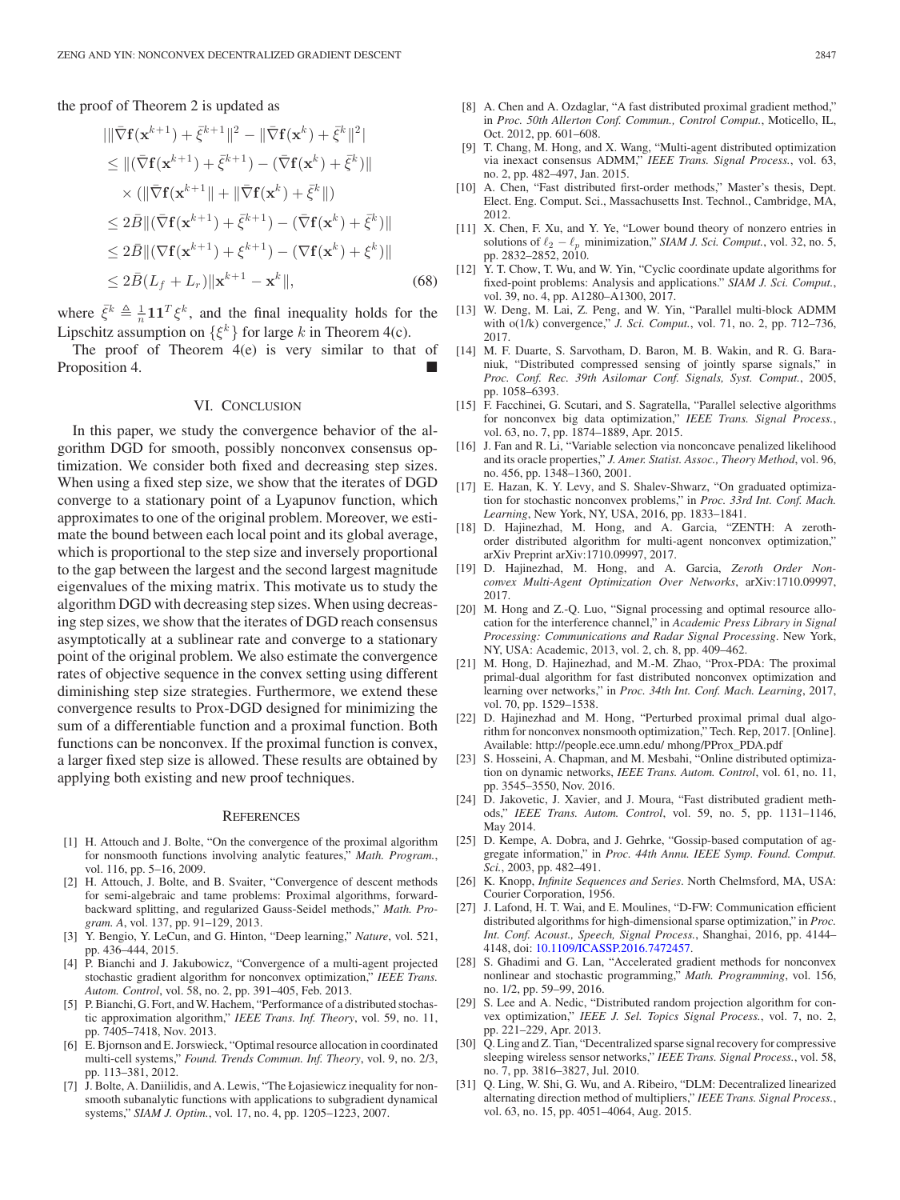the proof of Theorem 2 is updated as

$$
\begin{aligned}
&|\|\bar{\nabla}\mathbf{f}(\mathbf{x}^{k+1}) + \bar{\xi}^{k+1}\|^2 - \|\bar{\nabla}\mathbf{f}(\mathbf{x}^k) + \bar{\xi}^k\|^2| \\
&\leq \|(\bar{\nabla}\mathbf{f}(\mathbf{x}^{k+1}) + \bar{\xi}^{k+1}) - (\bar{\nabla}\mathbf{f}(\mathbf{x}^k) + \bar{\xi}^k)\| \\
&\quad \times (\|\bar{\nabla}\mathbf{f}(\mathbf{x}^{k+1}\| + \|\bar{\nabla}\mathbf{f}(\mathbf{x}^k) + \bar{\xi}^k\|) \\
&\leq 2\bar{B}\|(\bar{\nabla}\mathbf{f}(\mathbf{x}^{k+1}) + \bar{\xi}^{k+1}) - (\bar{\nabla}\mathbf{f}(\mathbf{x}^k) + \bar{\xi}^k)\| \\
&\leq 2\bar{B}\|(\nabla\mathbf{f}(\mathbf{x}^{k+1}) + \xi^{k+1}) - (\nabla\mathbf{f}(\mathbf{x}^k) + \xi^k)\| \\
&\leq 2\bar{B}(L_f + L_r)\|\mathbf{x}^{k+1} - \mathbf{x}^k\|,
\end{aligned}
\tag{68}
$$

where $\bar{\xi}^k \triangleq \frac{1}{n}\mathbf{1}\mathbf{1}^T\xi^k$, and the final inequality holds for the Lipschitz assumption on $\{\xi^k\}$ for large $k$ in Theorem 4(c).

The proof of Theorem 4(e) is very similar to that of Proposition 4. ■

## VI. Conclusion

In this paper, we study the convergence behavior of the algorithm DGD for smooth, possibly nonconvex consensus optimization. We consider both fixed and decreasing step sizes. When using a fixed step size, we show that the iterates of DGD converge to a stationary point of a Lyapunov function, which approximates to one of the original problem. Moreover, we estimate the bound between each local point and its global average, which is proportional to the step size and inversely proportional to the gap between the largest and the second largest magnitude eigenvalues of the mixing matrix. This motivate us to study the algorithm DGD with decreasing step sizes. When using decreasing step sizes, we show that the iterates of DGD reach consensus asymptotically at a sublinear rate and converge to a stationary point of the original problem. We also estimate the convergence rates of objective sequence in the convex setting using different diminishing step size strategies. Furthermore, we extend these convergence results to Prox-DGD designed for minimizing the sum of a differentiable function and a proximal function. Both functions can be nonconvex. If the proximal function is convex, a larger fixed step size is allowed. These results are obtained by applying both existing and new proof techniques.

## References

[1] H. Attouch and J. Bolte, "On the convergence of the proximal algorithm for nonsmooth functions involving analytic features," *Math. Program.*, vol. 116, pp. 5–16, 2009.

[2] H. Attouch, J. Bolte, and B. Svaiter, "Convergence of descent methods for semi-algebraic and tame problems: Proximal algorithms, forward-backward splitting, and regularized Gauss-Seidel methods," *Math. Program. A*, vol. 137, pp. 91–129, 2013.

[3] Y. Bengio, Y. LeCun, and G. Hinton, "Deep learning," *Nature*, vol. 521, pp. 436–444, 2015.

[4] P. Bianchi and J. Jakubowicz, "Convergence of a multi-agent projected stochastic gradient algorithm for nonconvex optimization," *IEEE Trans. Autom. Control*, vol. 58, no. 2, pp. 391–405, Feb. 2013.

[5] P. Bianchi, G. Fort, and W. Hachem, "Performance of a distributed stochastic approximation algorithm," *IEEE Trans. Inf. Theory*, vol. 59, no. 11, pp. 7405–7418, Nov. 2013.

[6] E. Bjornson and E. Jorswieck, "Optimal resource allocation in coordinated multi-cell systems," *Found. Trends Commun. Inf. Theory*, vol. 9, no. 2/3, pp. 113–381, 2012.

[7] J. Bolte, A. Daniilidis, and A. Lewis, "The Łojasiewicz inequality for nonsmooth subanalytic functions with applications to subgradient dynamical systems," *SIAM J. Optim.*, vol. 17, no. 4, pp. 1205–1223, 2007.

[8] A. Chen and A. Ozdaglar, "A fast distributed proximal gradient method," in *Proc. 50th Allerton Conf. Commun., Control Comput.*, Moticello, IL, Oct. 2012, pp. 601–608.

[9] T. Chang, M. Hong, and X. Wang, "Multi-agent distributed optimization via inexact consensus ADMM," *IEEE Trans. Signal Process.*, vol. 63, no. 2, pp. 482–497, Jan. 2015.

[10] A. Chen, "Fast distributed first-order methods," Master's thesis, Dept. Elect. Eng. Comput. Sci., Massachusetts Inst. Technol., Cambridge, MA, 2012.

[11] X. Chen, F. Xu, and Y. Ye, "Lower bound theory of nonzero entries in solutions of $\ell_2 - \ell_p$ minimization," *SIAM J. Sci. Comput.*, vol. 32, no. 5, pp. 2832–2852, 2010.

[12] Y. T. Chow, T. Wu, and W. Yin, "Cyclic coordinate update algorithms for fixed-point problems: Analysis and applications." *SIAM J. Sci. Comput.*, vol. 39, no. 4, pp. A1280–A1300, 2017.

[13] W. Deng, M. Lai, Z. Peng, and W. Yin, "Parallel multi-block ADMM with o(1/k) convergence," *J. Sci. Comput.*, vol. 71, no. 2, pp. 712–736, 2017.

[14] M. F. Duarte, S. Sarvotham, D. Baron, M. B. Wakin, and R. G. Baraniuk, "Distributed compressed sensing of jointly sparse signals," in *Proc. Conf. Rec. 39th Asilomar Conf. Signals, Syst. Comput.*, 2005, pp. 1058–6393.

[15] F. Facchinei, G. Scutari, and S. Sagratella, "Parallel selective algorithms for nonconvex big data optimization," *IEEE Trans. Signal Process.*, vol. 63, no. 7, pp. 1874–1889, Apr. 2015.

[16] J. Fan and R. Li, "Variable selection via nonconcave penalized likelihood and its oracle properties," *J. Amer. Statist. Assoc., Theory Method*, vol. 96, no. 456, pp. 1348–1360, 2001.

[17] E. Hazan, K. Y. Levy, and S. Shalev-Shwarz, "On graduated optimization for stochastic nonconvex problems," in *Proc. 33rd Int. Conf. Mach. Learning*, New York, NY, USA, 2016, pp. 1833–1841.

[18] D. Hajinezhad, M. Hong, and A. Garcia, "ZENTH: A zeroth-order distributed algorithm for multi-agent nonconvex optimization," arXiv Preprint arXiv:1710.09997, 2017.

[19] D. Hajinezhad, M. Hong, and A. Garcia, *Zeroth Order Nonconvex Multi-Agent Optimization Over Networks*, arXiv:1710.09997, 2017.

[20] M. Hong and Z.-Q. Luo, "Signal processing and optimal resource allocation for the interference channel," in *Academic Press Library in Signal Processing: Communications and Radar Signal Processing*. New York, NY, USA: Academic, 2013, vol. 2, ch. 8, pp. 409–462.

[21] M. Hong, D. Hajinezhad, and M.-M. Zhao, "Prox-PDA: The proximal primal-dual algorithm for fast distributed nonconvex optimization and learning over networks," in *Proc. 34th Int. Conf. Mach. Learning*, 2017, vol. 70, pp. 1529–1538.

[22] D. Hajinezhad and M. Hong, "Perturbed proximal primal dual algorithm for nonconvex nonsmooth optimization," Tech. Rep, 2017. [Online]. Available: http://people.ece.umn.edu/ mhong/PProx_PDA.pdf

[23] S. Hosseini, A. Chapman, and M. Mesbahi, "Online distributed optimization on dynamic networks, *IEEE Trans. Autom. Control*, vol. 61, no. 11, pp. 3545–3550, Nov. 2016.

[24] D. Jakovetic, J. Xavier, and J. Moura, "Fast distributed gradient methods," *IEEE Trans. Autom. Control*, vol. 59, no. 5, pp. 1131–1146, May 2014.

[25] D. Kempe, A. Dobra, and J. Gehrke, "Gossip-based computation of aggregate information," in *Proc. 44th Annu. IEEE Symp. Found. Comput. Sci.*, 2003, pp. 482–491.

[26] K. Knopp, *Infinite Sequences and Series*. North Chelmsford, MA, USA: Courier Corporation, 1956.

[27] J. Lafond, H. T. Wai, and E. Moulines, "D-FW: Communication efficient distributed algorithms for high-dimensional sparse optimization," in *Proc. Int. Conf. Acoust., Speech, Signal Process.*, Shanghai, 2016, pp. 4144–4148, doi: 10.1109/ICASSP.2016.7472457.

[28] S. Ghadimi and G. Lan, "Accelerated gradient methods for nonconvex nonlinear and stochastic programming," *Math. Programming*, vol. 156, no. 1/2, pp. 59–99, 2016.

[29] S. Lee and A. Nedic, "Distributed random projection algorithm for convex optimization," *IEEE J. Sel. Topics Signal Process.*, vol. 7, no. 2, pp. 221–229, Apr. 2013.

[30] Q. Ling and Z. Tian, "Decentralized sparse signal recovery for compressive sleeping wireless sensor networks," *IEEE Trans. Signal Process.*, vol. 58, no. 7, pp. 3816–3827, Jul. 2010.

[31] Q. Ling, W. Shi, G. Wu, and A. Ribeiro, "DLM: Decentralized linearized alternating direction method of multipliers," *IEEE Trans. Signal Process.*, vol. 63, no. 15, pp. 4051–4064, Aug. 2015.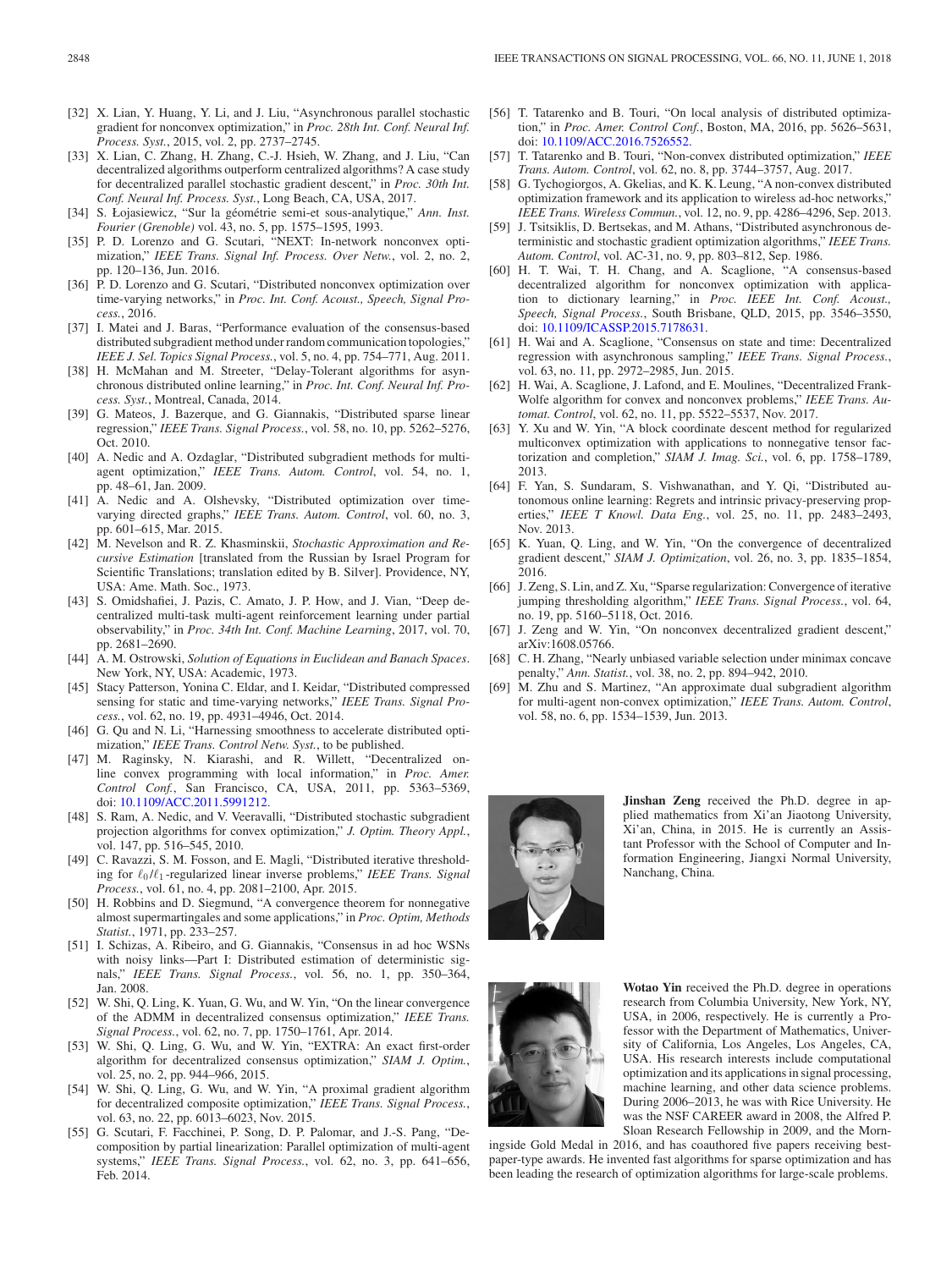[32] X. Lian, Y. Huang, Y. Li, and J. Liu, "Asynchronous parallel stochastic gradient for nonconvex optimization," in *Proc. 28th Int. Conf. Neural Inf. Process. Syst.*, 2015, vol. 2, pp. 2737–2745.

[33] X. Lian, C. Zhang, H. Zhang, C.-J. Hsieh, W. Zhang, and J. Liu, "Can decentralized algorithms outperform centralized algorithms? A case study for decentralized parallel stochastic gradient descent," in *Proc. 30th Int. Conf. Neural Inf. Process. Syst.*, Long Beach, CA, USA, 2017.

[34] S. Łojasiewicz, "Sur la géométrie semi-et sous-analytique," *Ann. Inst. Fourier (Grenoble)* vol. 43, no. 5, pp. 1575–1595, 1993.

[35] P. D. Lorenzo and G. Scutari, "NEXT: In-network nonconvex optimization," *IEEE Trans. Signal Inf. Process. Over Netw.*, vol. 2, no. 2, pp. 120–136, Jun. 2016.

[36] P. D. Lorenzo and G. Scutari, "Distributed nonconvex optimization over time-varying networks," in *Proc. Int. Conf. Acoust., Speech, Signal Process.*, 2016.

[37] I. Matei and J. Baras, "Performance evaluation of the consensus-based distributed subgradient method under random communication topologies," *IEEE J. Sel. Topics Signal Process.*, vol. 5, no. 4, pp. 754–771, Aug. 2011.

[38] H. McMahan and M. Streeter, "Delay-Tolerant algorithms for asynchronous distributed online learning," in *Proc. Int. Conf. Neural Inf. Process. Syst.*, Montreal, Canada, 2014.

[39] G. Mateos, J. Bazerque, and G. Giannakis, "Distributed sparse linear regression," *IEEE Trans. Signal Process.*, vol. 58, no. 10, pp. 5262–5276, Oct. 2010.

[40] A. Nedic and A. Ozdaglar, "Distributed subgradient methods for multi-agent optimization," *IEEE Trans. Autom. Control*, vol. 54, no. 1, pp. 48–61, Jan. 2009.

[41] A. Nedic and A. Olshevsky, "Distributed optimization over time-varying directed graphs," *IEEE Trans. Autom. Control*, vol. 60, no. 3, pp. 601–615, Mar. 2015.

[42] M. Nevelson and R. Z. Khasminskii, *Stochastic Approximation and Recursive Estimation* [translated from the Russian by Israel Program for Scientific Translations; translation edited by B. Silver]. Providence, NY, USA: Ame. Math. Soc., 1973.

[43] S. Omidshafiei, J. Pazis, C. Amato, J. P. How, and J. Vian, "Deep decentralized multi-task multi-agent reinforcement learning under partial observability," in *Proc. 34th Int. Conf. Machine Learning*, 2017, vol. 70, pp. 2681–2690.

[44] A. M. Ostrowski, *Solution of Equations in Euclidean and Banach Spaces*. New York, NY, USA: Academic, 1973.

[45] Stacy Patterson, Yonina C. Eldar, and I. Keidar, "Distributed compressed sensing for static and time-varying networks," *IEEE Trans. Signal Process.*, vol. 62, no. 19, pp. 4931–4946, Oct. 2014.

[46] G. Qu and N. Li, "Harnessing smoothness to accelerate distributed optimization," *IEEE Trans. Control Netw. Syst.*, to be published.

[47] M. Raginsky, N. Kiarashi, and R. Willett, "Decentralized online convex programming with local information," in *Proc. Amer. Control Conf.*, San Francisco, CA, USA, 2011, pp. 5363–5369, doi: 10.1109/ACC.2011.5991212.

[48] S. Ram, A. Nedic, and V. Veeravalli, "Distributed stochastic subgradient projection algorithms for convex optimization," *J. Optim. Theory Appl.*, vol. 147, pp. 516–545, 2010.

[49] C. Ravazzi, S. M. Fosson, and E. Magli, "Distributed iterative thresholding for $\ell_0/\ell_1$-regularized linear inverse problems," *IEEE Trans. Signal Process.*, vol. 61, no. 4, pp. 2081–2100, Apr. 2015.

[50] H. Robbins and D. Siegmund, "A convergence theorem for nonnegative almost supermartingales and some applications," in *Proc. Optim. Methods Statist.*, 1971, pp. 233–257.

[51] I. Schizas, A. Ribeiro, and G. Giannakis, "Consensus in ad hoc WSNs with noisy links—Part I: Distributed estimation of deterministic signals," *IEEE Trans. Signal Process.*, vol. 56, no. 1, pp. 350–364, Jan. 2008.

[52] W. Shi, Q. Ling, K. Yuan, G. Wu, and W. Yin, "On the linear convergence of the ADMM in decentralized consensus optimization," *IEEE Trans. Signal Process.*, vol. 62, no. 7, pp. 1750–1761, Apr. 2014.

[53] W. Shi, Q. Ling, G. Wu, and W. Yin, "EXTRA: An exact first-order algorithm for decentralized consensus optimization," *SIAM J. Optim.*, vol. 25, no. 2, pp. 944–966, 2015.

[54] W. Shi, Q. Ling, G. Wu, and W. Yin, "A proximal gradient algorithm for decentralized composite optimization," *IEEE Trans. Signal Process.*, vol. 63, no. 22, pp. 6013–6023, Nov. 2015.

[55] G. Scutari, F. Facchinei, P. Song, D. P. Palomar, and J.-S. Pang, "Decomposition by partial linearization: Parallel optimization of multi-agent systems," *IEEE Trans. Signal Process.*, vol. 62, no. 3, pp. 641–656, Feb. 2014.

[56] T. Tatarenko and B. Touri, "On local analysis of distributed optimization," in *Proc. Amer. Control Conf.*, Boston, MA, 2016, pp. 5626–5631, doi: 10.1109/ACC.2016.7526552.

[57] T. Tatarenko and B. Touri, "Non-convex distributed optimization," *IEEE Trans. Autom. Control*, vol. 62, no. 8, pp. 3744–3757, Aug. 2017.

[58] G. Tychogiorgos, A. Gkelias, and K. K. Leung, "A non-convex distributed optimization framework and its application to wireless ad-hoc networks," *IEEE Trans. Wireless Commun.*, vol. 12, no. 9, pp. 4286–4296, Sep. 2013.

[59] J. Tsitsiklis, D. Bertsekas, and M. Athans, "Distributed asynchronous deterministic and stochastic gradient optimization algorithms," *IEEE Trans. Autom. Control*, vol. AC-31, no. 9, pp. 803–812, Sep. 1986.

[60] H. T. Wai, T. H. Chang, and A. Scaglione, "A consensus-based decentralized algorithm for nonconvex optimization with application to dictionary learning," in *Proc. IEEE Int. Conf. Acoust., Speech, Signal Process.*, South Brisbane, QLD, 2015, pp. 3546–3550, doi: 10.1109/ICASSP.2015.7178631.

[61] H. Wai and A. Scaglione, "Consensus on state and time: Decentralized regression with asynchronous sampling," *IEEE Trans. Signal Process.*, vol. 63, no. 11, pp. 2972–2985, Jun. 2015.

[62] H. Wai, A. Scaglione, J. Lafond, and E. Moulines, "Decentralized Frank-Wolfe algorithm for convex and nonconvex problems," *IEEE Trans. Automat. Control*, vol. 62, no. 11, pp. 5522–5537, Nov. 2017.

[63] Y. Xu and W. Yin, "A block coordinate descent method for regularized multiconvex optimization with applications to nonnegative tensor factorization and completion," *SIAM J. Imag. Sci.*, vol. 6, pp. 1758–1789, 2013.

[64] F. Yan, S. Sundaram, S. Vishwanathan, and Y. Qi, "Distributed autonomous online learning: Regrets and intrinsic privacy-preserving properties," *IEEE T Knowl. Data Eng.*, vol. 25, no. 11, pp. 2483–2493, Nov. 2013.

[65] K. Yuan, Q. Ling, and W. Yin, "On the convergence of decentralized gradient descent," *SIAM J. Optimization*, vol. 26, no. 3, pp. 1835–1854, 2016.

[66] J. Zeng, S. Lin, and Z. Xu, "Sparse regularization: Convergence of iterative jumping thresholding algorithm," *IEEE Trans. Signal Process.*, vol. 64, no. 19, pp. 5160–5118, Oct. 2016.

[67] J. Zeng and W. Yin, "On nonconvex decentralized gradient descent," arXiv:1608.05766.

[68] C. H. Zhang, "Nearly unbiased variable selection under minimax concave penalty," *Ann. Statist.*, vol. 38, no. 2, pp. 894–942, 2010.

[69] M. Zhu and S. Martinez, "An approximate dual subgradient algorithm for multi-agent non-convex optimization," *IEEE Trans. Autom. Control*, vol. 58, no. 6, pp. 1534–1539, Jun. 2013.

**Jinshan Zeng** received the Ph.D. degree in applied mathematics from Xi'an Jiaotong University, Xi'an, China, in 2015. He is currently an Assistant Professor with the School of Computer and Information Engineering, Jiangxi Normal University, Nanchang, China.

**Wotao Yin** received the Ph.D. degree in operations research from Columbia University, New York, NY, USA, in 2006, respectively. He is currently a Professor with the Department of Mathematics, University of California, Los Angeles, Los Angeles, CA, USA. His research interests include computational optimization and its applications in signal processing, machine learning, and other data science problems. During 2006–2013, he was with Rice University. He was the NSF CAREER award in 2008, the Alfred P. Sloan Research Fellowship in 2009, and the Morningside Gold Medal in 2016, and has coauthored five papers receiving best-paper-type awards. He invented fast algorithms for sparse optimization and has been leading the research of optimization algorithms for large-scale problems.